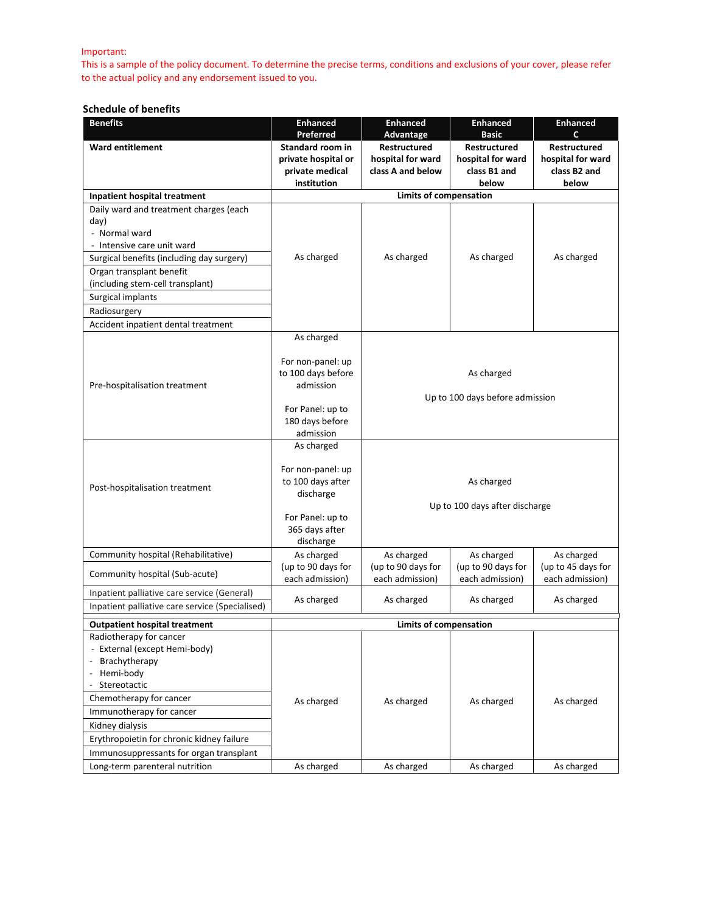Important:
This is a sample of the policy document. To determine the precise terms, conditions and exclusions of your cover, please refer to the actual policy and any endorsement issued to you.

### Schedule of benefits

| Benefits | Enhanced Preferred | Enhanced Advantage | Enhanced Basic | Enhanced C |
|---|---|---|---|---|
| **Ward entitlement** | **Standard room in private hospital or private medical institution** | **Restructured hospital for ward class A and below** | **Restructured hospital for ward class B1 and below** | **Restructured hospital for ward class B2 and below** |
| **Inpatient hospital treatment** | **Limits of compensation** | | | |
| Daily ward and treatment charges (each day)<br>- Normal ward<br>- Intensive care unit ward | As charged | As charged | As charged | As charged |
| Surgical benefits (including day surgery) | | | | |
| Organ transplant benefit (including stem-cell transplant) | | | | |
| Surgical implants | | | | |
| Radiosurgery | | | | |
| Accident inpatient dental treatment | | | | |
| Pre-hospitalisation treatment | As charged<br><br>For non-panel: up to 100 days before admission<br><br>For Panel: up to 180 days before admission | As charged<br><br>Up to 100 days before admission | | |
| Post-hospitalisation treatment | As charged<br><br>For non-panel: up to 100 days after discharge<br><br>For Panel: up to 365 days after discharge | As charged<br><br>Up to 100 days after discharge | | |
| Community hospital (Rehabilitative) | As charged (up to 90 days for each admission) | As charged (up to 90 days for each admission) | As charged (up to 90 days for each admission) | As charged (up to 45 days for each admission) |
| Community hospital (Sub-acute) | | | | |
| Inpatient palliative care service (General) | As charged | As charged | As charged | As charged |
| Inpatient palliative care service (Specialised) | | | | |
| **Outpatient hospital treatment** | **Limits of compensation** | | | |
| Radiotherapy for cancer<br>- External (except Hemi-body)<br>- Brachytherapy<br>- Hemi-body<br>- Stereotactic | As charged | As charged | As charged | As charged |
| Chemotherapy for cancer | | | | |
| Immunotherapy for cancer | | | | |
| Kidney dialysis | | | | |
| Erythropoietin for chronic kidney failure | | | | |
| Immunosuppressants for organ transplant | | | | |
| Long-term parenteral nutrition | As charged | As charged | As charged | As charged |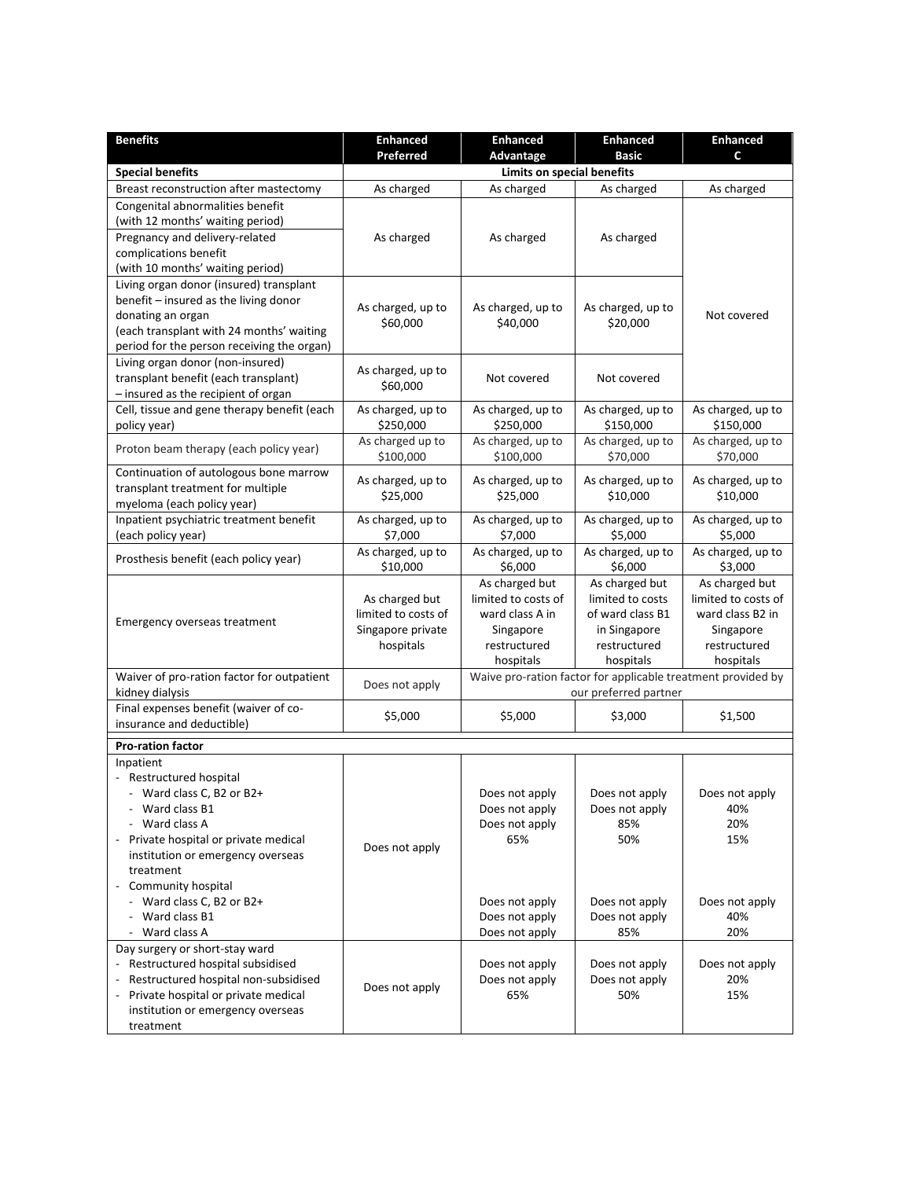| Benefits | Enhanced Preferred | Enhanced Advantage | Enhanced Basic | Enhanced C |
|---|---|---|---|---|
| **Special benefits** | **Limits on special benefits** | | | |
| Breast reconstruction after mastectomy | As charged | As charged | As charged | As charged |
| Congenital abnormalities benefit (with 12 months' waiting period) | As charged | As charged | As charged | Not covered |
| Pregnancy and delivery-related complications benefit (with 10 months' waiting period) | As charged | As charged | As charged | Not covered |
| Living organ donor (insured) transplant benefit – insured as the living donor donating an organ (each transplant with 24 months' waiting period for the person receiving the organ) | As charged, up to $60,000 | As charged, up to $40,000 | As charged, up to $20,000 | Not covered |
| Living organ donor (non-insured) transplant benefit (each transplant) – insured as the recipient of organ | As charged, up to $60,000 | Not covered | Not covered | Not covered |
| Cell, tissue and gene therapy benefit (each policy year) | As charged, up to $250,000 | As charged, up to $250,000 | As charged, up to $150,000 | As charged, up to $150,000 |
| Proton beam therapy (each policy year) | As charged up to $100,000 | As charged, up to $100,000 | As charged, up to $70,000 | As charged, up to $70,000 |
| Continuation of autologous bone marrow transplant treatment for multiple myeloma (each policy year) | As charged, up to $25,000 | As charged, up to $25,000 | As charged, up to $10,000 | As charged, up to $10,000 |
| Inpatient psychiatric treatment benefit (each policy year) | As charged, up to $7,000 | As charged, up to $7,000 | As charged, up to $5,000 | As charged, up to $5,000 |
| Prosthesis benefit (each policy year) | As charged, up to $10,000 | As charged, up to $6,000 | As charged, up to $6,000 | As charged, up to $3,000 |
| Emergency overseas treatment | As charged but limited to costs of Singapore private hospitals | As charged but limited to costs of ward class A in Singapore restructured hospitals | As charged but limited to costs of ward class B1 in Singapore restructured hospitals | As charged but limited to costs of ward class B2 in Singapore restructured hospitals |
| Waiver of pro-ration factor for outpatient kidney dialysis | Does not apply | Waive pro-ration factor for applicable treatment provided by our preferred partner | | |
| Final expenses benefit (waiver of co-insurance and deductible) | $5,000 | $5,000 | $3,000 | $1,500 |
| **Pro-ration factor** | | | | |
| Inpatient | Does not apply | | | |
| - Restructured hospital | | | | |
| - Ward class C, B2 or B2+ | | Does not apply | Does not apply | Does not apply |
| - Ward class B1 | | Does not apply | Does not apply | 40% |
| - Ward class A | | Does not apply | 85% | 20% |
| - Private hospital or private medical institution or emergency overseas treatment | | 65% | 50% | 15% |
| - Community hospital | | | | |
| - Ward class C, B2 or B2+ | | Does not apply | Does not apply | Does not apply |
| - Ward class B1 | | Does not apply | Does not apply | 40% |
| - Ward class A | | Does not apply | 85% | 20% |
| Day surgery or short-stay ward | Does not apply | | | |
| - Restructured hospital subsidised | | Does not apply | Does not apply | Does not apply |
| - Restructured hospital non-subsidised | | Does not apply | Does not apply | 20% |
| - Private hospital or private medical institution or emergency overseas treatment | | 65% | 50% | 15% |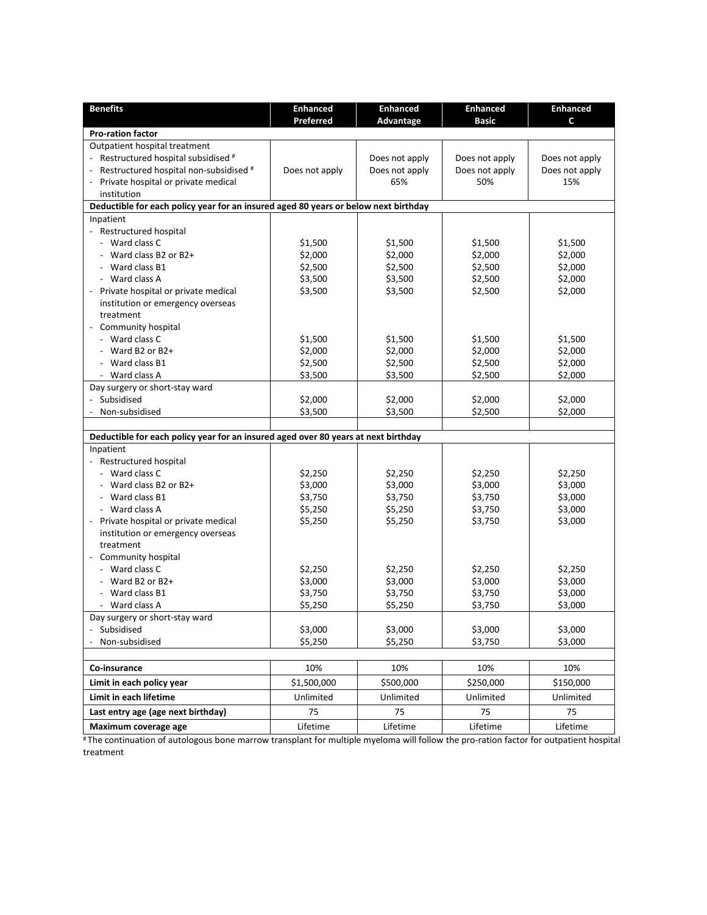| Benefits | Enhanced Preferred | Enhanced Advantage | Enhanced Basic | Enhanced C |
|---|---|---|---|---|
| **Pro-ration factor** | | | | |
| Outpatient hospital treatment | | | | |
| - Restructured hospital subsidised # | Does not apply | Does not apply | Does not apply | Does not apply |
| - Restructured hospital non-subsidised # | | Does not apply | Does not apply | Does not apply |
| - Private hospital or private medical institution | | 65% | 50% | 15% |
| **Deductible for each policy year for an insured aged 80 years or below next birthday** | | | | |
| Inpatient | | | | |
| - Restructured hospital | | | | |
| - Ward class C | $1,500 | $1,500 | $1,500 | $1,500 |
| - Ward class B2 or B2+ | $2,000 | $2,000 | $2,000 | $2,000 |
| - Ward class B1 | $2,500 | $2,500 | $2,500 | $2,000 |
| - Ward class A | $3,500 | $3,500 | $2,500 | $2,000 |
| - Private hospital or private medical institution or emergency overseas treatment | $3,500 | $3,500 | $2,500 | $2,000 |
| - Community hospital | | | | |
| - Ward class C | $1,500 | $1,500 | $1,500 | $1,500 |
| - Ward B2 or B2+ | $2,000 | $2,000 | $2,000 | $2,000 |
| - Ward class B1 | $2,500 | $2,500 | $2,500 | $2,000 |
| - Ward class A | $3,500 | $3,500 | $2,500 | $2,000 |
| Day surgery or short-stay ward | | | | |
| - Subsidised | $2,000 | $2,000 | $2,000 | $2,000 |
| - Non-subsidised | $3,500 | $3,500 | $2,500 | $2,000 |
| **Deductible for each policy year for an insured aged over 80 years at next birthday** | | | | |
| Inpatient | | | | |
| - Restructured hospital | | | | |
| - Ward class C | $2,250 | $2,250 | $2,250 | $2,250 |
| - Ward class B2 or B2+ | $3,000 | $3,000 | $3,000 | $3,000 |
| - Ward class B1 | $3,750 | $3,750 | $3,750 | $3,000 |
| - Ward class A | $5,250 | $5,250 | $3,750 | $3,000 |
| - Private hospital or private medical institution or emergency overseas treatment | $5,250 | $5,250 | $3,750 | $3,000 |
| - Community hospital | | | | |
| - Ward class C | $2,250 | $2,250 | $2,250 | $2,250 |
| - Ward B2 or B2+ | $3,000 | $3,000 | $3,000 | $3,000 |
| - Ward class B1 | $3,750 | $3,750 | $3,750 | $3,000 |
| - Ward class A | $5,250 | $5,250 | $3,750 | $3,000 |
| Day surgery or short-stay ward | | | | |
| - Subsidised | $3,000 | $3,000 | $3,000 | $3,000 |
| - Non-subsidised | $5,250 | $5,250 | $3,750 | $3,000 |
| **Co-insurance** | 10% | 10% | 10% | 10% |
| **Limit in each policy year** | $1,500,000 | $500,000 | $250,000 | $150,000 |
| **Limit in each lifetime** | Unlimited | Unlimited | Unlimited | Unlimited |
| **Last entry age (age next birthday)** | 75 | 75 | 75 | 75 |
| **Maximum coverage age** | Lifetime | Lifetime | Lifetime | Lifetime |

# The continuation of autologous bone marrow transplant for multiple myeloma will follow the pro-ration factor for outpatient hospital treatment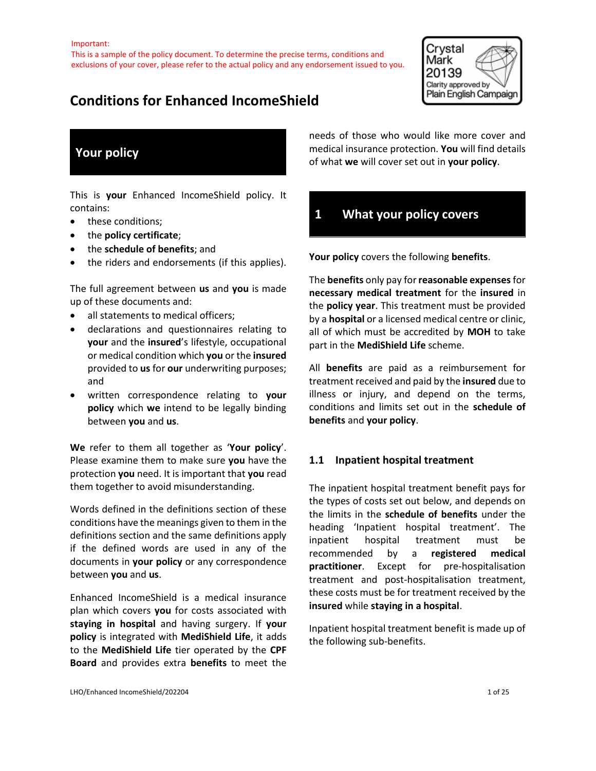Important:
This is a sample of the policy document. To determine the precise terms, conditions and exclusions of your cover, please refer to the actual policy and any endorsement issued to you.

Crystal Mark 20139 Clarity approved by Plain English Campaign

# Conditions for Enhanced IncomeShield

## Your policy

This is **your** Enhanced IncomeShield policy. It contains:

- these conditions;
- the **policy certificate**;
- the **schedule of benefits**; and
- the riders and endorsements (if this applies).

The full agreement between **us** and **you** is made up of these documents and:

- all statements to medical officers;
- declarations and questionnaires relating to **your** and the **insured**'s lifestyle, occupational or medical condition which **you** or the **insured** provided to **us** for **our** underwriting purposes; and
- written correspondence relating to **your policy** which **we** intend to be legally binding between **you** and **us**.

**We** refer to them all together as '**Your policy**'. Please examine them to make sure **you** have the protection **you** need. It is important that **you** read them together to avoid misunderstanding.

Words defined in the definitions section of these conditions have the meanings given to them in the definitions section and the same definitions apply if the defined words are used in any of the documents in **your policy** or any correspondence between **you** and **us**.

Enhanced IncomeShield is a medical insurance plan which covers **you** for costs associated with **staying in hospital** and having surgery. If **your policy** is integrated with **MediShield Life**, it adds to the **MediShield Life** tier operated by the **CPF Board** and provides extra **benefits** to meet the needs of those who would like more cover and medical insurance protection. **You** will find details of what **we** will cover set out in **your policy**.

## 1 What your policy covers

**Your policy** covers the following **benefits**.

The **benefits** only pay for **reasonable expenses** for **necessary medical treatment** for the **insured** in the **policy year**. This treatment must be provided by a **hospital** or a licensed medical centre or clinic, all of which must be accredited by **MOH** to take part in the **MediShield Life** scheme.

All **benefits** are paid as a reimbursement for treatment received and paid by the **insured** due to illness or injury, and depend on the terms, conditions and limits set out in the **schedule of benefits** and **your policy**.

### 1.1 Inpatient hospital treatment

The inpatient hospital treatment benefit pays for the types of costs set out below, and depends on the limits in the **schedule of benefits** under the heading 'Inpatient hospital treatment'. The inpatient hospital treatment must be recommended by a **registered medical practitioner**. Except for pre-hospitalisation treatment and post-hospitalisation treatment, these costs must be for treatment received by the **insured** while **staying in a hospital**.

Inpatient hospital treatment benefit is made up of the following sub-benefits.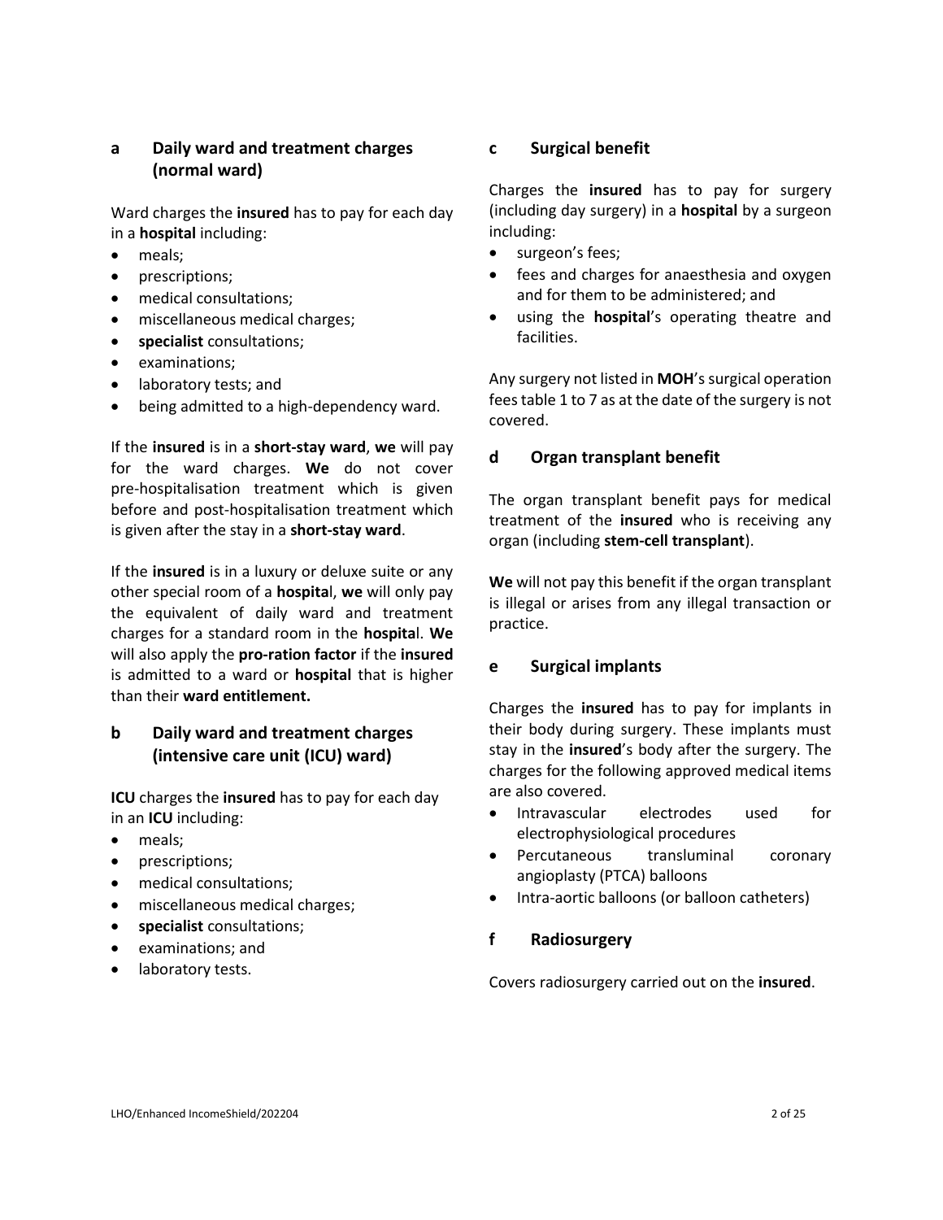### a Daily ward and treatment charges (normal ward)

Ward charges the **insured** has to pay for each day in a **hospital** including:

- meals;
- prescriptions;
- medical consultations;
- miscellaneous medical charges;
- **specialist** consultations;
- examinations;
- laboratory tests; and
- being admitted to a high-dependency ward.

If the **insured** is in a **short-stay ward**, **we** will pay for the ward charges. **We** do not cover pre-hospitalisation treatment which is given before and post-hospitalisation treatment which is given after the stay in a **short-stay ward**.

If the **insured** is in a luxury or deluxe suite or any other special room of a **hospital**, **we** will only pay the equivalent of daily ward and treatment charges for a standard room in the **hospital**. **We** will also apply the **pro-ration factor** if the **insured** is admitted to a ward or **hospital** that is higher than their **ward entitlement.**

### b Daily ward and treatment charges (intensive care unit (ICU) ward)

**ICU** charges the **insured** has to pay for each day in an **ICU** including:

- meals;
- prescriptions;
- medical consultations;
- miscellaneous medical charges;
- **specialist** consultations;
- examinations; and
- laboratory tests.

### c Surgical benefit

Charges the **insured** has to pay for surgery (including day surgery) in a **hospital** by a surgeon including:

- surgeon's fees;
- fees and charges for anaesthesia and oxygen and for them to be administered; and
- using the **hospital**'s operating theatre and facilities.

Any surgery not listed in **MOH**'s surgical operation fees table 1 to 7 as at the date of the surgery is not covered.

### d Organ transplant benefit

The organ transplant benefit pays for medical treatment of the **insured** who is receiving any organ (including **stem-cell transplant**).

**We** will not pay this benefit if the organ transplant is illegal or arises from any illegal transaction or practice.

### e Surgical implants

Charges the **insured** has to pay for implants in their body during surgery. These implants must stay in the **insured**'s body after the surgery. The charges for the following approved medical items are also covered.

- Intravascular electrodes used for electrophysiological procedures
- Percutaneous transluminal coronary angioplasty (PTCA) balloons
- Intra-aortic balloons (or balloon catheters)

### f Radiosurgery

Covers radiosurgery carried out on the **insured**.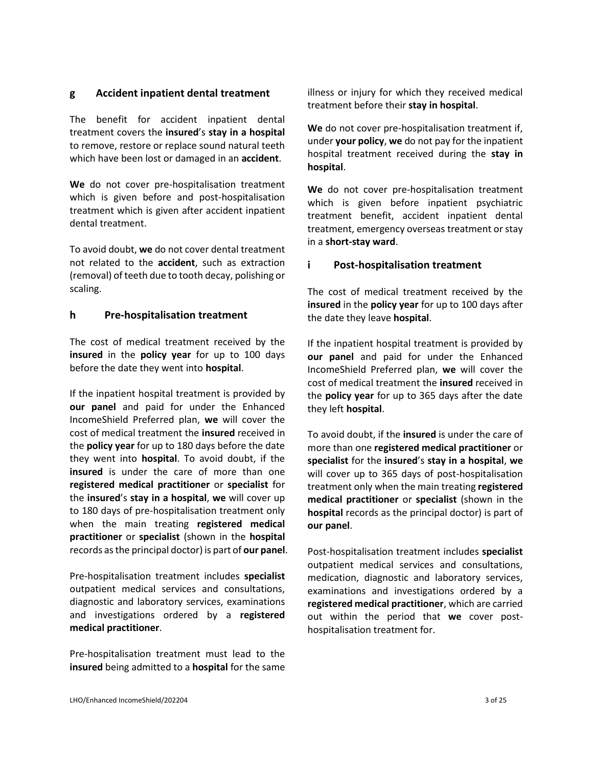### g Accident inpatient dental treatment

The benefit for accident inpatient dental treatment covers the **insured**'s **stay in a hospital** to remove, restore or replace sound natural teeth which have been lost or damaged in an **accident**.

**We** do not cover pre-hospitalisation treatment which is given before and post-hospitalisation treatment which is given after accident inpatient dental treatment.

To avoid doubt, **we** do not cover dental treatment not related to the **accident**, such as extraction (removal) of teeth due to tooth decay, polishing or scaling.

### h Pre-hospitalisation treatment

The cost of medical treatment received by the **insured** in the **policy year** for up to 100 days before the date they went into **hospital**.

If the inpatient hospital treatment is provided by **our panel** and paid for under the Enhanced IncomeShield Preferred plan, **we** will cover the cost of medical treatment the **insured** received in the **policy year** for up to 180 days before the date they went into **hospital**. To avoid doubt, if the **insured** is under the care of more than one **registered medical practitioner** or **specialist** for the **insured**'s **stay in a hospital**, **we** will cover up to 180 days of pre-hospitalisation treatment only when the main treating **registered medical practitioner** or **specialist** (shown in the **hospital** records as the principal doctor) is part of **our panel**.

Pre-hospitalisation treatment includes **specialist** outpatient medical services and consultations, diagnostic and laboratory services, examinations and investigations ordered by a **registered medical practitioner**.

Pre-hospitalisation treatment must lead to the **insured** being admitted to a **hospital** for the same illness or injury for which they received medical treatment before their **stay in hospital**.

**We** do not cover pre-hospitalisation treatment if, under **your policy**, **we** do not pay for the inpatient hospital treatment received during the **stay in hospital**.

**We** do not cover pre-hospitalisation treatment which is given before inpatient psychiatric treatment benefit, accident inpatient dental treatment, emergency overseas treatment or stay in a **short-stay ward**.

### i Post-hospitalisation treatment

The cost of medical treatment received by the **insured** in the **policy year** for up to 100 days after the date they leave **hospital**.

If the inpatient hospital treatment is provided by **our panel** and paid for under the Enhanced IncomeShield Preferred plan, **we** will cover the cost of medical treatment the **insured** received in the **policy year** for up to 365 days after the date they left **hospital**.

To avoid doubt, if the **insured** is under the care of more than one **registered medical practitioner** or **specialist** for the **insured**'s **stay in a hospital**, **we** will cover up to 365 days of post-hospitalisation treatment only when the main treating **registered medical practitioner** or **specialist** (shown in the **hospital** records as the principal doctor) is part of **our panel**.

Post-hospitalisation treatment includes **specialist** outpatient medical services and consultations, medication, diagnostic and laboratory services, examinations and investigations ordered by a **registered medical practitioner**, which are carried out within the period that **we** cover post-hospitalisation treatment for.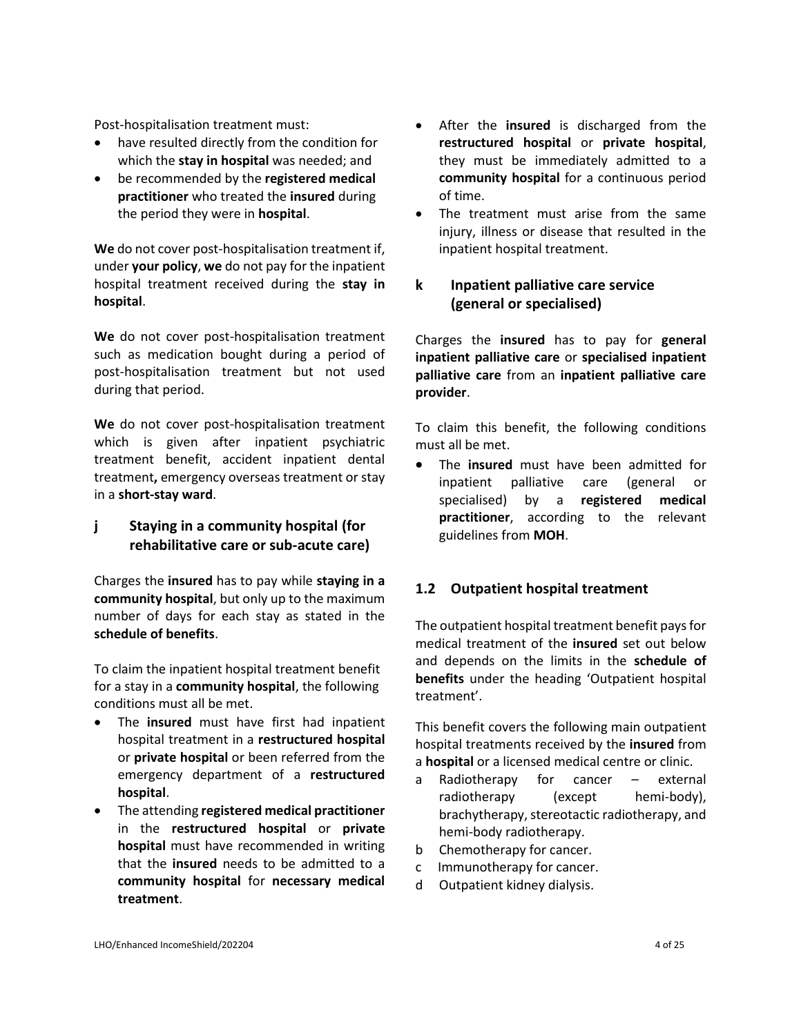Post-hospitalisation treatment must:

- have resulted directly from the condition for which the **stay in hospital** was needed; and
- be recommended by the **registered medical practitioner** who treated the **insured** during the period they were in **hospital**.

**We** do not cover post-hospitalisation treatment if, under **your policy**, **we** do not pay for the inpatient hospital treatment received during the **stay in hospital**.

**We** do not cover post-hospitalisation treatment such as medication bought during a period of post-hospitalisation treatment but not used during that period.

**We** do not cover post-hospitalisation treatment which is given after inpatient psychiatric treatment benefit, accident inpatient dental treatment**,** emergency overseas treatment or stay in a **short-stay ward**.

### j Staying in a community hospital (for rehabilitative care or sub-acute care)

Charges the **insured** has to pay while **staying in a community hospital**, but only up to the maximum number of days for each stay as stated in the **schedule of benefits**.

To claim the inpatient hospital treatment benefit for a stay in a **community hospital**, the following conditions must all be met.

- The **insured** must have first had inpatient hospital treatment in a **restructured hospital** or **private hospital** or been referred from the emergency department of a **restructured hospital**.
- The attending **registered medical practitioner** in the **restructured hospital** or **private hospital** must have recommended in writing that the **insured** needs to be admitted to a **community hospital** for **necessary medical treatment**.
- After the **insured** is discharged from the **restructured hospital** or **private hospital**, they must be immediately admitted to a **community hospital** for a continuous period of time.
- The treatment must arise from the same injury, illness or disease that resulted in the inpatient hospital treatment.

### k Inpatient palliative care service (general or specialised)

Charges the **insured** has to pay for **general inpatient palliative care** or **specialised inpatient palliative care** from an **inpatient palliative care provider**.

To claim this benefit, the following conditions must all be met.

- The **insured** must have been admitted for inpatient palliative care (general or specialised) by a **registered medical practitioner**, according to the relevant guidelines from **MOH**.

## 1.2 Outpatient hospital treatment

The outpatient hospital treatment benefit pays for medical treatment of the **insured** set out below and depends on the limits in the **schedule of benefits** under the heading 'Outpatient hospital treatment'.

This benefit covers the following main outpatient hospital treatments received by the **insured** from a **hospital** or a licensed medical centre or clinic.

a Radiotherapy for cancer – external radiotherapy (except hemi-body), brachytherapy, stereotactic radiotherapy, and hemi-body radiotherapy.
b Chemotherapy for cancer.
c Immunotherapy for cancer.
d Outpatient kidney dialysis.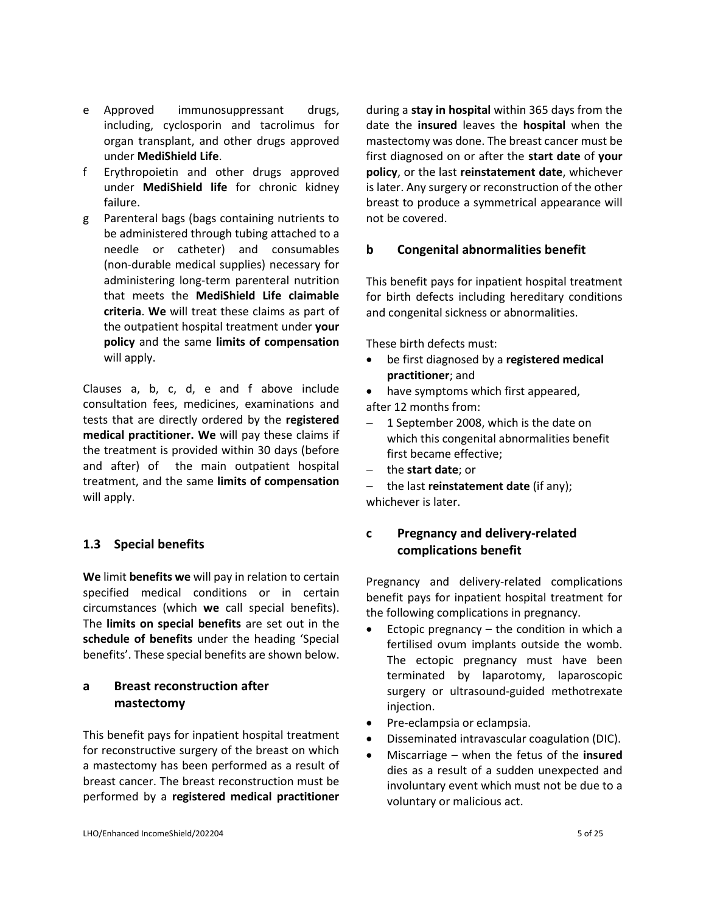e Approved immunosuppressant drugs, including, cyclosporin and tacrolimus for organ transplant, and other drugs approved under **MediShield Life**.

f Erythropoietin and other drugs approved under **MediShield life** for chronic kidney failure.

g Parenteral bags (bags containing nutrients to be administered through tubing attached to a needle or catheter) and consumables (non-durable medical supplies) necessary for administering long-term parenteral nutrition that meets the **MediShield Life claimable criteria**. **We** will treat these claims as part of the outpatient hospital treatment under **your policy** and the same **limits of compensation** will apply.

Clauses a, b, c, d, e and f above include consultation fees, medicines, examinations and tests that are directly ordered by the **registered medical practitioner. We** will pay these claims if the treatment is provided within 30 days (before and after) of the main outpatient hospital treatment, and the same **limits of compensation** will apply.

## 1.3 Special benefits

**We** limit **benefits we** will pay in relation to certain specified medical conditions or in certain circumstances (which **we** call special benefits). The **limits on special benefits** are set out in the **schedule of benefits** under the heading 'Special benefits'. These special benefits are shown below.

### a Breast reconstruction after mastectomy

This benefit pays for inpatient hospital treatment for reconstructive surgery of the breast on which a mastectomy has been performed as a result of breast cancer. The breast reconstruction must be performed by a **registered medical practitioner** during a **stay in hospital** within 365 days from the date the **insured** leaves the **hospital** when the mastectomy was done. The breast cancer must be first diagnosed on or after the **start date** of **your policy**, or the last **reinstatement date**, whichever is later. Any surgery or reconstruction of the other breast to produce a symmetrical appearance will not be covered.

### b Congenital abnormalities benefit

This benefit pays for inpatient hospital treatment for birth defects including hereditary conditions and congenital sickness or abnormalities.

These birth defects must:

- be first diagnosed by a **registered medical practitioner**; and
- have symptoms which first appeared,

after 12 months from:

- 1 September 2008, which is the date on which this congenital abnormalities benefit first became effective;
- the **start date**; or
- the last **reinstatement date** (if any);

whichever is later.

### c Pregnancy and delivery-related complications benefit

Pregnancy and delivery-related complications benefit pays for inpatient hospital treatment for the following complications in pregnancy.

- Ectopic pregnancy – the condition in which a fertilised ovum implants outside the womb. The ectopic pregnancy must have been terminated by laparotomy, laparoscopic surgery or ultrasound-guided methotrexate injection.
- Pre-eclampsia or eclampsia.
- Disseminated intravascular coagulation (DIC).
- Miscarriage – when the fetus of the **insured** dies as a result of a sudden unexpected and involuntary event which must not be due to a voluntary or malicious act.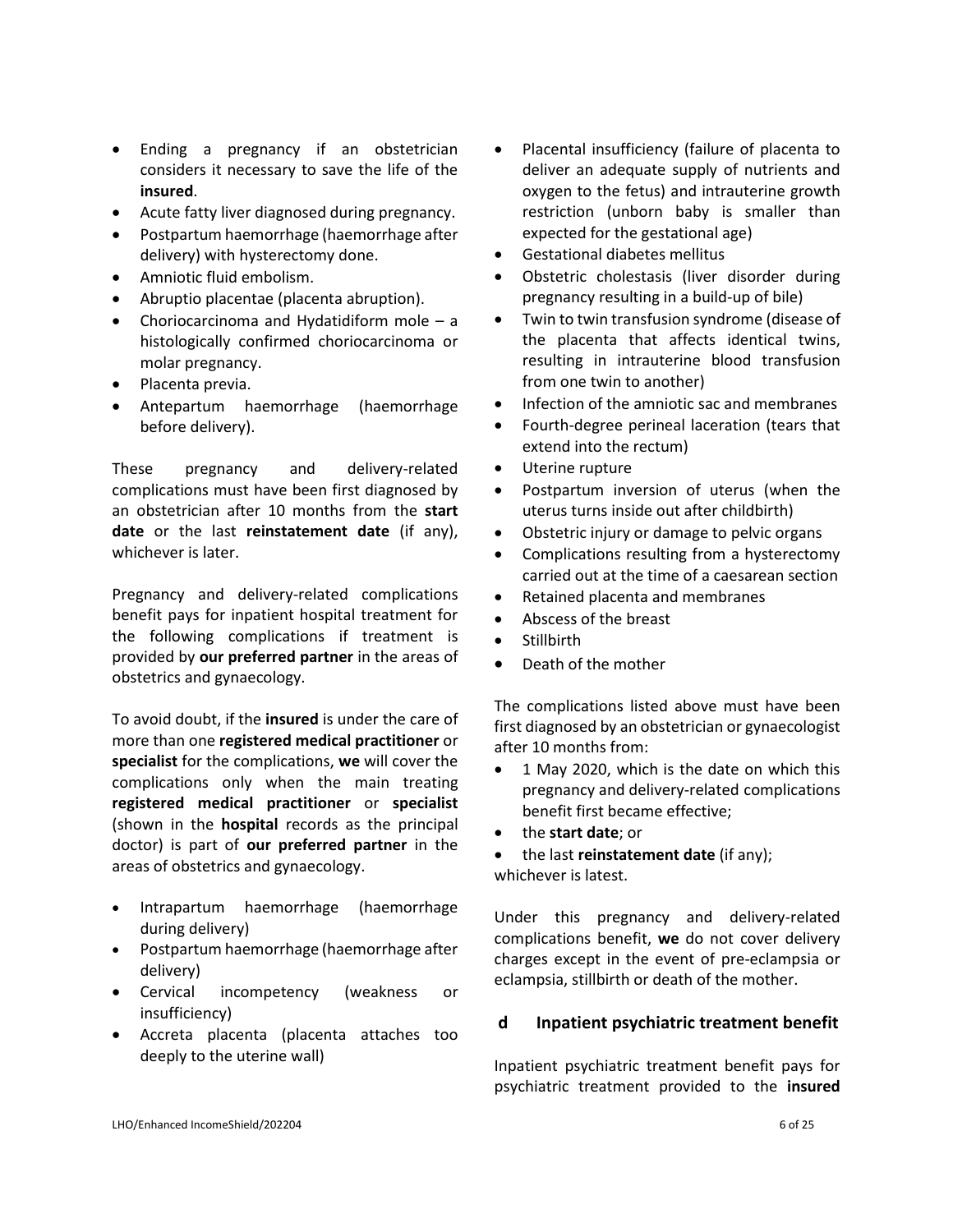- Ending a pregnancy if an obstetrician considers it necessary to save the life of the **insured**.
- Acute fatty liver diagnosed during pregnancy.
- Postpartum haemorrhage (haemorrhage after delivery) with hysterectomy done.
- Amniotic fluid embolism.
- Abruptio placentae (placenta abruption).
- Choriocarcinoma and Hydatidiform mole – a histologically confirmed choriocarcinoma or molar pregnancy.
- Placenta previa.
- Antepartum haemorrhage (haemorrhage before delivery).

These pregnancy and delivery-related complications must have been first diagnosed by an obstetrician after 10 months from the **start date** or the last **reinstatement date** (if any), whichever is later.

Pregnancy and delivery-related complications benefit pays for inpatient hospital treatment for the following complications if treatment is provided by **our preferred partner** in the areas of obstetrics and gynaecology.

To avoid doubt, if the **insured** is under the care of more than one **registered medical practitioner** or **specialist** for the complications, **we** will cover the complications only when the main treating **registered medical practitioner** or **specialist** (shown in the **hospital** records as the principal doctor) is part of **our preferred partner** in the areas of obstetrics and gynaecology.

- Intrapartum haemorrhage (haemorrhage during delivery)
- Postpartum haemorrhage (haemorrhage after delivery)
- Cervical incompetency (weakness or insufficiency)
- Accreta placenta (placenta attaches too deeply to the uterine wall)
- Placental insufficiency (failure of placenta to deliver an adequate supply of nutrients and oxygen to the fetus) and intrauterine growth restriction (unborn baby is smaller than expected for the gestational age)
- Gestational diabetes mellitus
- Obstetric cholestasis (liver disorder during pregnancy resulting in a build-up of bile)
- Twin to twin transfusion syndrome (disease of the placenta that affects identical twins, resulting in intrauterine blood transfusion from one twin to another)
- Infection of the amniotic sac and membranes
- Fourth-degree perineal laceration (tears that extend into the rectum)
- Uterine rupture
- Postpartum inversion of uterus (when the uterus turns inside out after childbirth)
- Obstetric injury or damage to pelvic organs
- Complications resulting from a hysterectomy carried out at the time of a caesarean section
- Retained placenta and membranes
- Abscess of the breast
- Stillbirth
- Death of the mother

The complications listed above must have been first diagnosed by an obstetrician or gynaecologist after 10 months from:

- 1 May 2020, which is the date on which this pregnancy and delivery-related complications benefit first became effective;
- the **start date**; or
- the last **reinstatement date** (if any);

whichever is latest.

Under this pregnancy and delivery-related complications benefit, **we** do not cover delivery charges except in the event of pre-eclampsia or eclampsia, stillbirth or death of the mother.

## d Inpatient psychiatric treatment benefit

Inpatient psychiatric treatment benefit pays for psychiatric treatment provided to the **insured**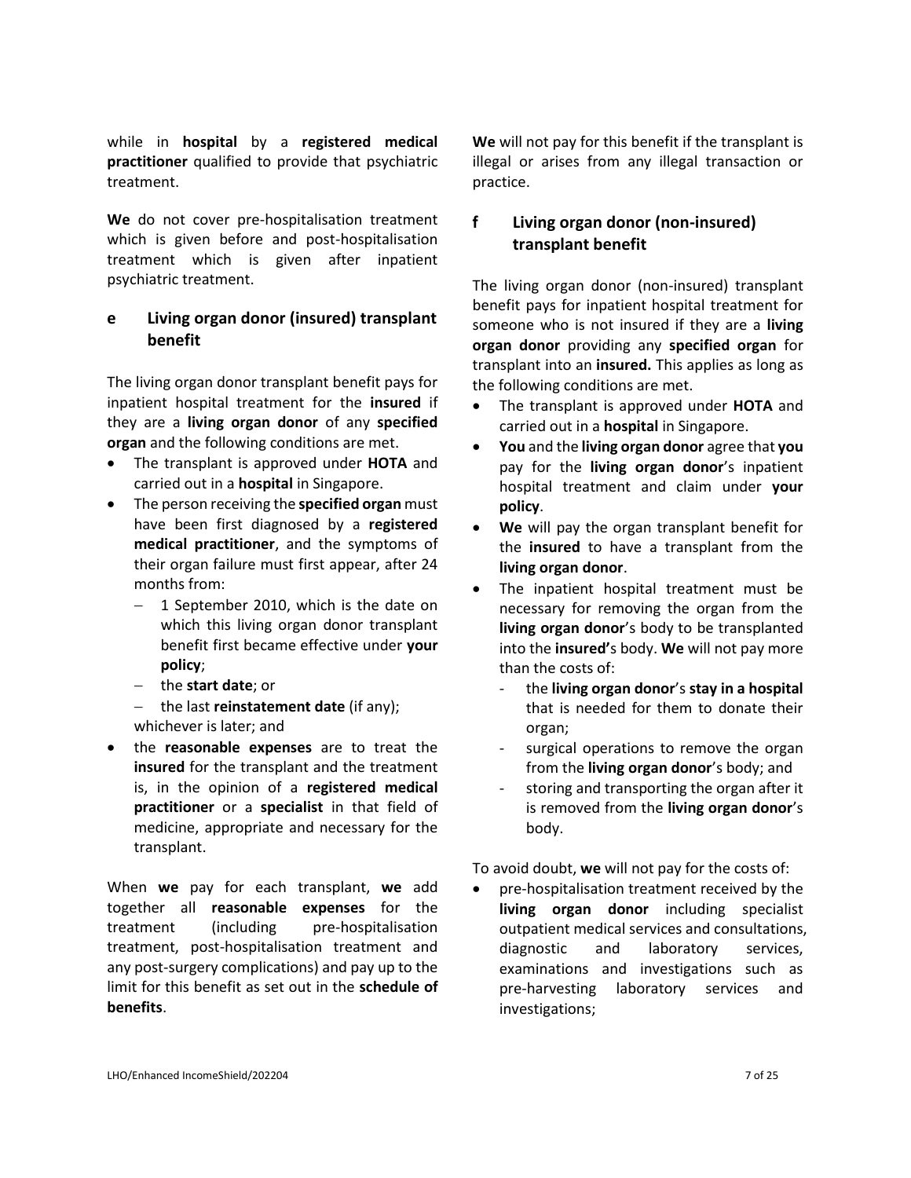while in **hospital** by a **registered medical practitioner** qualified to provide that psychiatric treatment.

**We** do not cover pre-hospitalisation treatment which is given before and post-hospitalisation treatment which is given after inpatient psychiatric treatment.

## e Living organ donor (insured) transplant benefit

The living organ donor transplant benefit pays for inpatient hospital treatment for the **insured** if they are a **living organ donor** of any **specified organ** and the following conditions are met.

- The transplant is approved under **HOTA** and carried out in a **hospital** in Singapore.
- The person receiving the **specified organ** must have been first diagnosed by a **registered medical practitioner**, and the symptoms of their organ failure must first appear, after 24 months from:
  - 1 September 2010, which is the date on which this living organ donor transplant benefit first became effective under **your policy**;
  - the **start date**; or
  - the last **reinstatement date** (if any);

  whichever is later; and
- the **reasonable expenses** are to treat the **insured** for the transplant and the treatment is, in the opinion of a **registered medical practitioner** or a **specialist** in that field of medicine, appropriate and necessary for the transplant.

When **we** pay for each transplant, **we** add together all **reasonable expenses** for the treatment (including pre-hospitalisation treatment, post-hospitalisation treatment and any post-surgery complications) and pay up to the limit for this benefit as set out in the **schedule of benefits**.

**We** will not pay for this benefit if the transplant is illegal or arises from any illegal transaction or practice.

## f Living organ donor (non-insured) transplant benefit

The living organ donor (non-insured) transplant benefit pays for inpatient hospital treatment for someone who is not insured if they are a **living organ donor** providing any **specified organ** for transplant into an **insured.** This applies as long as the following conditions are met.

- The transplant is approved under **HOTA** and carried out in a **hospital** in Singapore.
- **You** and the **living organ donor** agree that **you** pay for the **living organ donor**'s inpatient hospital treatment and claim under **your policy**.
- **We** will pay the organ transplant benefit for the **insured** to have a transplant from the **living organ donor**.
- The inpatient hospital treatment must be necessary for removing the organ from the **living organ donor**'s body to be transplanted into the **insured'**s body. **We** will not pay more than the costs of:
  - the **living organ donor**'s **stay in a hospital** that is needed for them to donate their organ;
  - surgical operations to remove the organ from the **living organ donor**'s body; and
  - storing and transporting the organ after it is removed from the **living organ donor**'s body.

To avoid doubt, **we** will not pay for the costs of:

- pre-hospitalisation treatment received by the **living organ donor** including specialist outpatient medical services and consultations, diagnostic and laboratory services, examinations and investigations such as pre-harvesting laboratory services and investigations;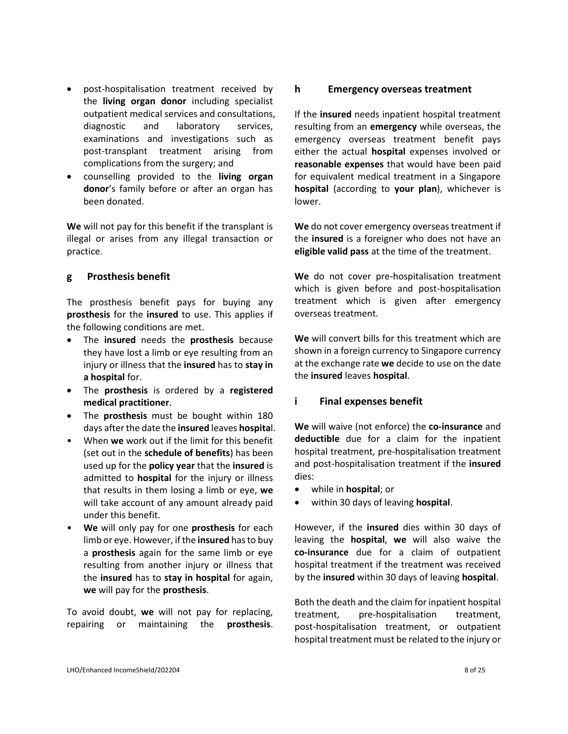- post-hospitalisation treatment received by the **living organ donor** including specialist outpatient medical services and consultations, diagnostic and laboratory services, examinations and investigations such as post-transplant treatment arising from complications from the surgery; and
- counselling provided to the **living organ donor**'s family before or after an organ has been donated.

**We** will not pay for this benefit if the transplant is illegal or arises from any illegal transaction or practice.

## g Prosthesis benefit

The prosthesis benefit pays for buying any **prosthesis** for the **insured** to use. This applies if the following conditions are met.

- The **insured** needs the **prosthesis** because they have lost a limb or eye resulting from an injury or illness that the **insured** has to **stay in a hospital** for.
- The **prosthesis** is ordered by a **registered medical practitioner**.
- The **prosthesis** must be bought within 180 days after the date the **insured** leaves **hospita**l.
- When **we** work out if the limit for this benefit (set out in the **schedule of benefits**) has been used up for the **policy year** that the **insured** is admitted to **hospital** for the injury or illness that results in them losing a limb or eye, **we** will take account of any amount already paid under this benefit.
- **We** will only pay for one **prosthesis** for each limb or eye. However, if the **insured** has to buy a **prosthesis** again for the same limb or eye resulting from another injury or illness that the **insured** has to **stay in hospital** for again, **we** will pay for the **prosthesis**.

To avoid doubt, **we** will not pay for replacing, repairing or maintaining the **prosthesis**.

## h Emergency overseas treatment

If the **insured** needs inpatient hospital treatment resulting from an **emergency** while overseas, the emergency overseas treatment benefit pays either the actual **hospital** expenses involved or **reasonable expenses** that would have been paid for equivalent medical treatment in a Singapore **hospital** (according to **your plan**), whichever is lower.

**We** do not cover emergency overseas treatment if the **insured** is a foreigner who does not have an **eligible valid pass** at the time of the treatment.

**We** do not cover pre-hospitalisation treatment which is given before and post-hospitalisation treatment which is given after emergency overseas treatment.

**We** will convert bills for this treatment which are shown in a foreign currency to Singapore currency at the exchange rate **we** decide to use on the date the **insured** leaves **hospital**.

## i Final expenses benefit

**We** will waive (not enforce) the **co-insurance** and **deductible** due for a claim for the inpatient hospital treatment, pre-hospitalisation treatment and post-hospitalisation treatment if the **insured** dies:

- while in **hospital**; or
- within 30 days of leaving **hospital**.

However, if the **insured** dies within 30 days of leaving the **hospital**, **we** will also waive the **co-insurance** due for a claim of outpatient hospital treatment if the treatment was received by the **insured** within 30 days of leaving **hospital**.

Both the death and the claim for inpatient hospital treatment, pre-hospitalisation treatment, post-hospitalisation treatment, or outpatient hospital treatment must be related to the injury or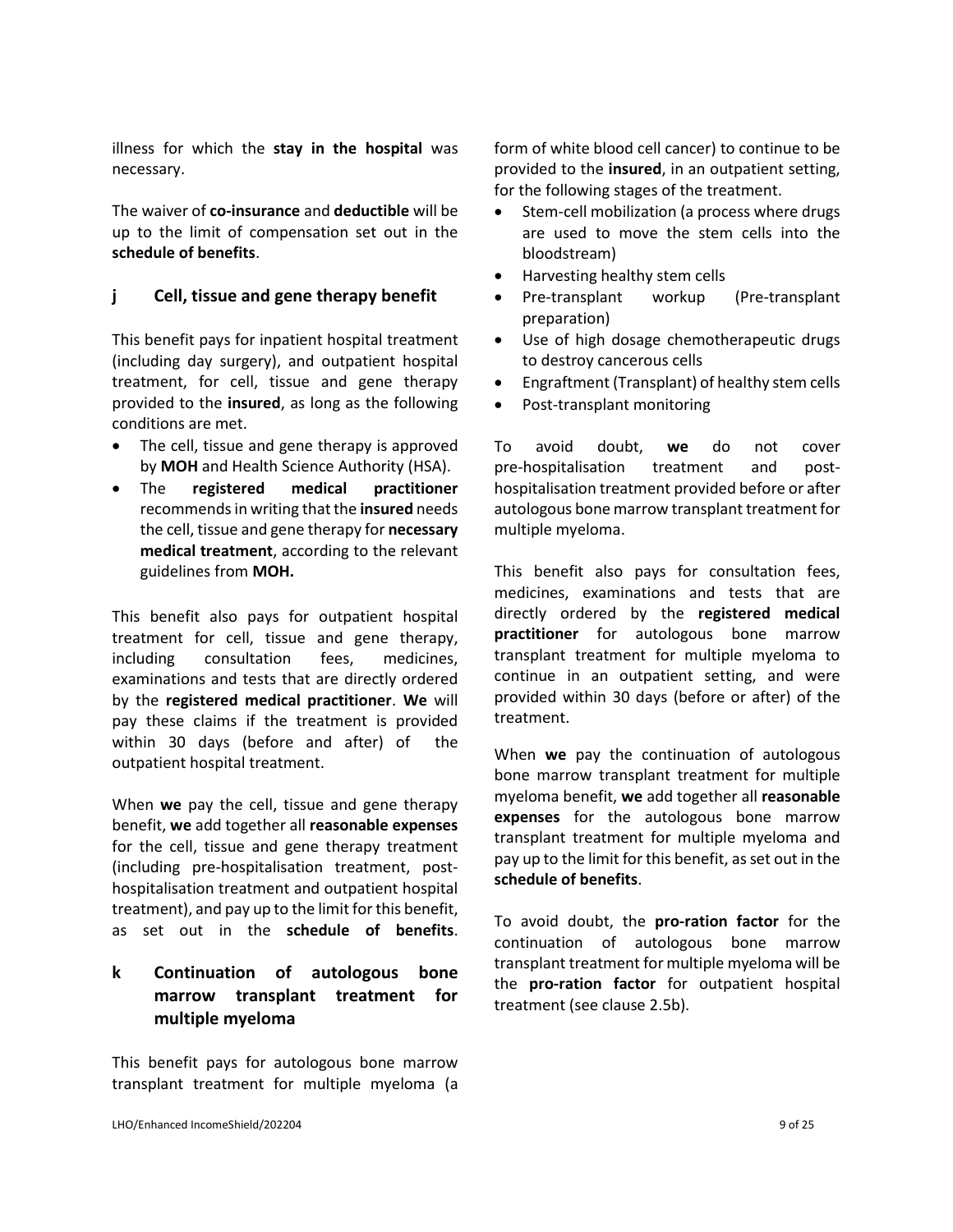illness for which the **stay in the hospital** was necessary.

The waiver of **co-insurance** and **deductible** will be up to the limit of compensation set out in the **schedule of benefits**.

### j Cell, tissue and gene therapy benefit

This benefit pays for inpatient hospital treatment (including day surgery), and outpatient hospital treatment, for cell, tissue and gene therapy provided to the **insured**, as long as the following conditions are met.

- The cell, tissue and gene therapy is approved by **MOH** and Health Science Authority (HSA).
- The **registered medical practitioner** recommends in writing that the **insured** needs the cell, tissue and gene therapy for **necessary medical treatment**, according to the relevant guidelines from **MOH.**

This benefit also pays for outpatient hospital treatment for cell, tissue and gene therapy, including consultation fees, medicines, examinations and tests that are directly ordered by the **registered medical practitioner**. **We** will pay these claims if the treatment is provided within 30 days (before and after) of the outpatient hospital treatment.

When **we** pay the cell, tissue and gene therapy benefit, **we** add together all **reasonable expenses** for the cell, tissue and gene therapy treatment (including pre-hospitalisation treatment, post-hospitalisation treatment and outpatient hospital treatment), and pay up to the limit for this benefit, as set out in the **schedule of benefits**.

### k Continuation of autologous bone marrow transplant treatment for multiple myeloma

This benefit pays for autologous bone marrow transplant treatment for multiple myeloma (a form of white blood cell cancer) to continue to be provided to the **insured**, in an outpatient setting, for the following stages of the treatment.

- Stem-cell mobilization (a process where drugs are used to move the stem cells into the bloodstream)
- Harvesting healthy stem cells
- Pre-transplant workup (Pre-transplant preparation)
- Use of high dosage chemotherapeutic drugs to destroy cancerous cells
- Engraftment (Transplant) of healthy stem cells
- Post-transplant monitoring

To avoid doubt, **we** do not cover pre-hospitalisation treatment and post-hospitalisation treatment provided before or after autologous bone marrow transplant treatment for multiple myeloma.

This benefit also pays for consultation fees, medicines, examinations and tests that are directly ordered by the **registered medical practitioner** for autologous bone marrow transplant treatment for multiple myeloma to continue in an outpatient setting, and were provided within 30 days (before or after) of the treatment.

When **we** pay the continuation of autologous bone marrow transplant treatment for multiple myeloma benefit, **we** add together all **reasonable expenses** for the autologous bone marrow transplant treatment for multiple myeloma and pay up to the limit for this benefit, as set out in the **schedule of benefits**.

To avoid doubt, the **pro-ration factor** for the continuation of autologous bone marrow transplant treatment for multiple myeloma will be the **pro-ration factor** for outpatient hospital treatment (see clause 2.5b).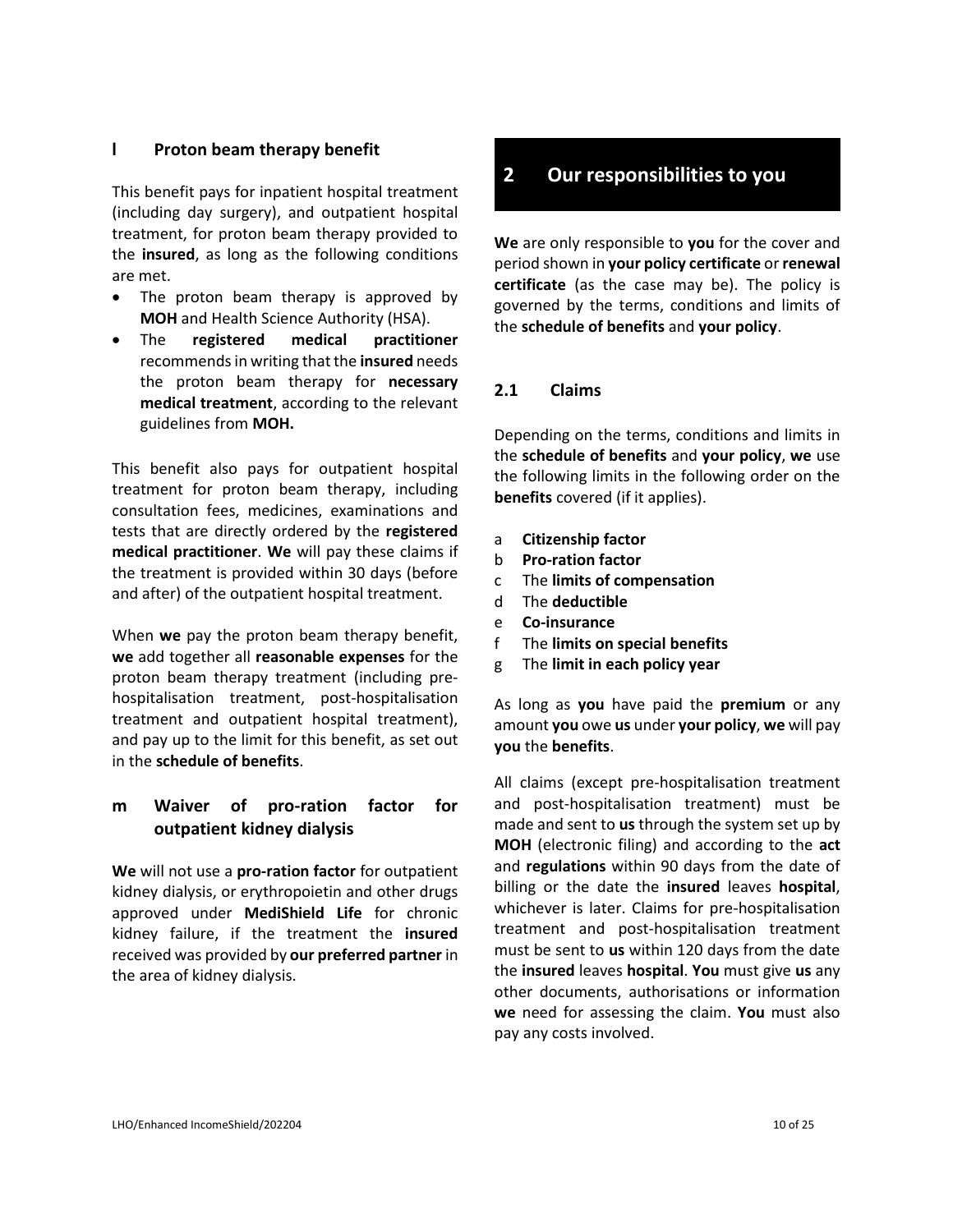### l Proton beam therapy benefit

This benefit pays for inpatient hospital treatment (including day surgery), and outpatient hospital treatment, for proton beam therapy provided to the **insured**, as long as the following conditions are met.

- The proton beam therapy is approved by **MOH** and Health Science Authority (HSA).
- The **registered medical practitioner** recommends in writing that the **insured** needs the proton beam therapy for **necessary medical treatment**, according to the relevant guidelines from **MOH.**

This benefit also pays for outpatient hospital treatment for proton beam therapy, including consultation fees, medicines, examinations and tests that are directly ordered by the **registered medical practitioner**. **We** will pay these claims if the treatment is provided within 30 days (before and after) of the outpatient hospital treatment.

When **we** pay the proton beam therapy benefit, **we** add together all **reasonable expenses** for the proton beam therapy treatment (including pre-hospitalisation treatment, post-hospitalisation treatment and outpatient hospital treatment), and pay up to the limit for this benefit, as set out in the **schedule of benefits**.

### m Waiver of pro-ration factor for outpatient kidney dialysis

**We** will not use a **pro-ration factor** for outpatient kidney dialysis, or erythropoietin and other drugs approved under **MediShield Life** for chronic kidney failure, if the treatment the **insured** received was provided by **our preferred partner** in the area of kidney dialysis.

# 2 Our responsibilities to you

**We** are only responsible to **you** for the cover and period shown in **your policy certificate** or **renewal certificate** (as the case may be). The policy is governed by the terms, conditions and limits of the **schedule of benefits** and **your policy**.

## 2.1 Claims

Depending on the terms, conditions and limits in the **schedule of benefits** and **your policy**, **we** use the following limits in the following order on the **benefits** covered (if it applies).

a **Citizenship factor**
b **Pro-ration factor**
c The **limits of compensation**
d The **deductible**
e **Co-insurance**
f The **limits on special benefits**
g The **limit in each policy year**

As long as **you** have paid the **premium** or any amount **you** owe **us** under **your policy**, **we** will pay **you** the **benefits**.

All claims (except pre-hospitalisation treatment and post-hospitalisation treatment) must be made and sent to **us** through the system set up by **MOH** (electronic filing) and according to the **act** and **regulations** within 90 days from the date of billing or the date the **insured** leaves **hospital**, whichever is later. Claims for pre-hospitalisation treatment and post-hospitalisation treatment must be sent to **us** within 120 days from the date the **insured** leaves **hospital**. **You** must give **us** any other documents, authorisations or information **we** need for assessing the claim. **You** must also pay any costs involved.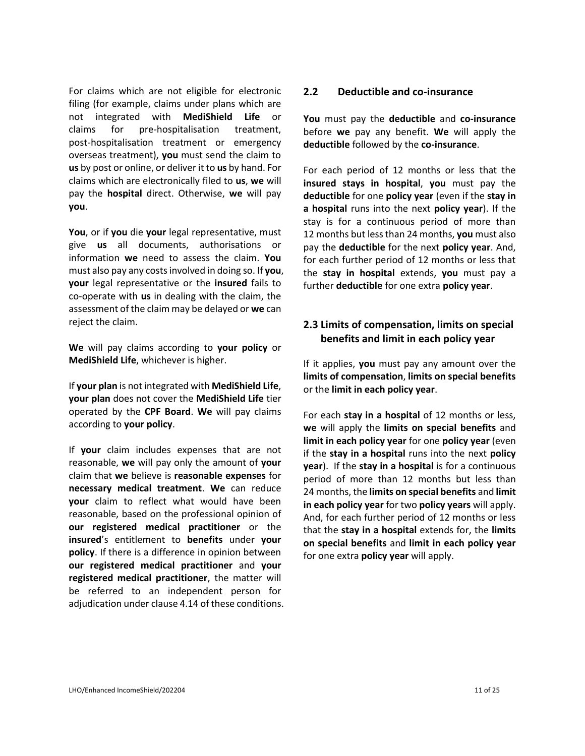For claims which are not eligible for electronic filing (for example, claims under plans which are not integrated with **MediShield Life** or claims for pre-hospitalisation treatment, post-hospitalisation treatment or emergency overseas treatment), **you** must send the claim to **us** by post or online, or deliver it to **us** by hand. For claims which are electronically filed to **us**, **we** will pay the **hospital** direct. Otherwise, **we** will pay **you**.

**You**, or if **you** die **your** legal representative, must give **us** all documents, authorisations or information **we** need to assess the claim. **You** must also pay any costs involved in doing so. If **you**, **your** legal representative or the **insured** fails to co-operate with **us** in dealing with the claim, the assessment of the claim may be delayed or **we** can reject the claim.

**We** will pay claims according to **your policy** or **MediShield Life**, whichever is higher.

If **your plan** is not integrated with **MediShield Life**, **your plan** does not cover the **MediShield Life** tier operated by the **CPF Board**. **We** will pay claims according to **your policy**.

If **your** claim includes expenses that are not reasonable, **we** will pay only the amount of **your** claim that **we** believe is **reasonable expenses** for **necessary medical treatment**. **We** can reduce **your** claim to reflect what would have been reasonable, based on the professional opinion of **our registered medical practitioner** or the **insured**'s entitlement to **benefits** under **your policy**. If there is a difference in opinion between **our registered medical practitioner** and **your registered medical practitioner**, the matter will be referred to an independent person for adjudication under clause 4.14 of these conditions.

## 2.2 Deductible and co-insurance

**You** must pay the **deductible** and **co-insurance** before **we** pay any benefit. **We** will apply the **deductible** followed by the **co-insurance**.

For each period of 12 months or less that the **insured stays in hospital**, **you** must pay the **deductible** for one **policy year** (even if the **stay in a hospital** runs into the next **policy year**). If the stay is for a continuous period of more than 12 months but less than 24 months, **you** must also pay the **deductible** for the next **policy year**. And, for each further period of 12 months or less that the **stay in hospital** extends, **you** must pay a further **deductible** for one extra **policy year**.

## 2.3 Limits of compensation, limits on special benefits and limit in each policy year

If it applies, **you** must pay any amount over the **limits of compensation**, **limits on special benefits** or the **limit in each policy year**.

For each **stay in a hospital** of 12 months or less, **we** will apply the **limits on special benefits** and **limit in each policy year** for one **policy year** (even if the **stay in a hospital** runs into the next **policy year**). If the **stay in a hospital** is for a continuous period of more than 12 months but less than 24 months, the **limits on special benefits** and **limit in each policy year** for two **policy years** will apply. And, for each further period of 12 months or less that the **stay in a hospital** extends for, the **limits on special benefits** and **limit in each policy year** for one extra **policy year** will apply.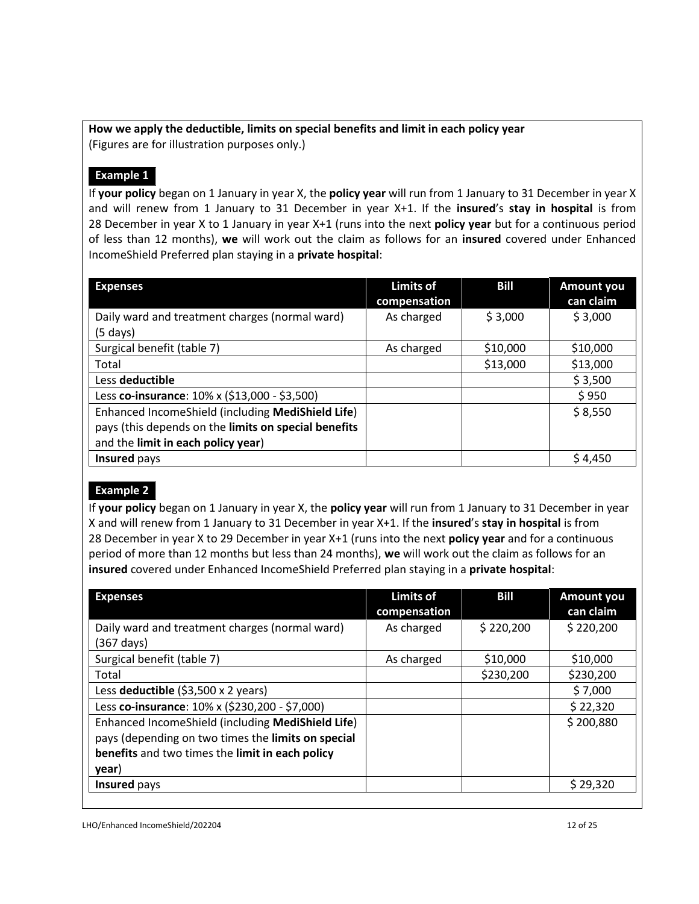**How we apply the deductible, limits on special benefits and limit in each policy year**
(Figures are for illustration purposes only.)

**Example 1**

If **your policy** began on 1 January in year X, the **policy year** will run from 1 January to 31 December in year X and will renew from 1 January to 31 December in year X+1. If the **insured**'s **stay in hospital** is from 28 December in year X to 1 January in year X+1 (runs into the next **policy year** but for a continuous period of less than 12 months), **we** will work out the claim as follows for an **insured** covered under Enhanced IncomeShield Preferred plan staying in a **private hospital**:

| Expenses | Limits of compensation | Bill | Amount you can claim |
|---|---|---|---|
| Daily ward and treatment charges (normal ward) (5 days) | As charged | $ 3,000 | $ 3,000 |
| Surgical benefit (table 7) | As charged | $10,000 | $10,000 |
| Total | | $13,000 | $13,000 |
| Less **deductible** | | | $ 3,500 |
| Less **co-insurance**: 10% x ($13,000 - $3,500) | | | $ 950 |
| Enhanced IncomeShield (including **MediShield Life**) pays (this depends on the **limits on special benefits** and the **limit in each policy year**) | | | $ 8,550 |
| **Insured** pays | | | $ 4,450 |

**Example 2**

If **your policy** began on 1 January in year X, the **policy year** will run from 1 January to 31 December in year X and will renew from 1 January to 31 December in year X+1. If the **insured**'s **stay in hospital** is from 28 December in year X to 29 December in year X+1 (runs into the next **policy year** and for a continuous period of more than 12 months but less than 24 months), **we** will work out the claim as follows for an **insured** covered under Enhanced IncomeShield Preferred plan staying in a **private hospital**:

| Expenses | Limits of compensation | Bill | Amount you can claim |
|---|---|---|---|
| Daily ward and treatment charges (normal ward) (367 days) | As charged | $ 220,200 | $ 220,200 |
| Surgical benefit (table 7) | As charged | $10,000 | $10,000 |
| Total | | $230,200 | $230,200 |
| Less **deductible** ($3,500 x 2 years) | | | $ 7,000 |
| Less **co-insurance**: 10% x ($230,200 - $7,000) | | | $ 22,320 |
| Enhanced IncomeShield (including **MediShield Life**) pays (depending on two times the **limits on special benefits** and two times the **limit in each policy year**) | | | $ 200,880 |
| **Insured** pays | | | $ 29,320 |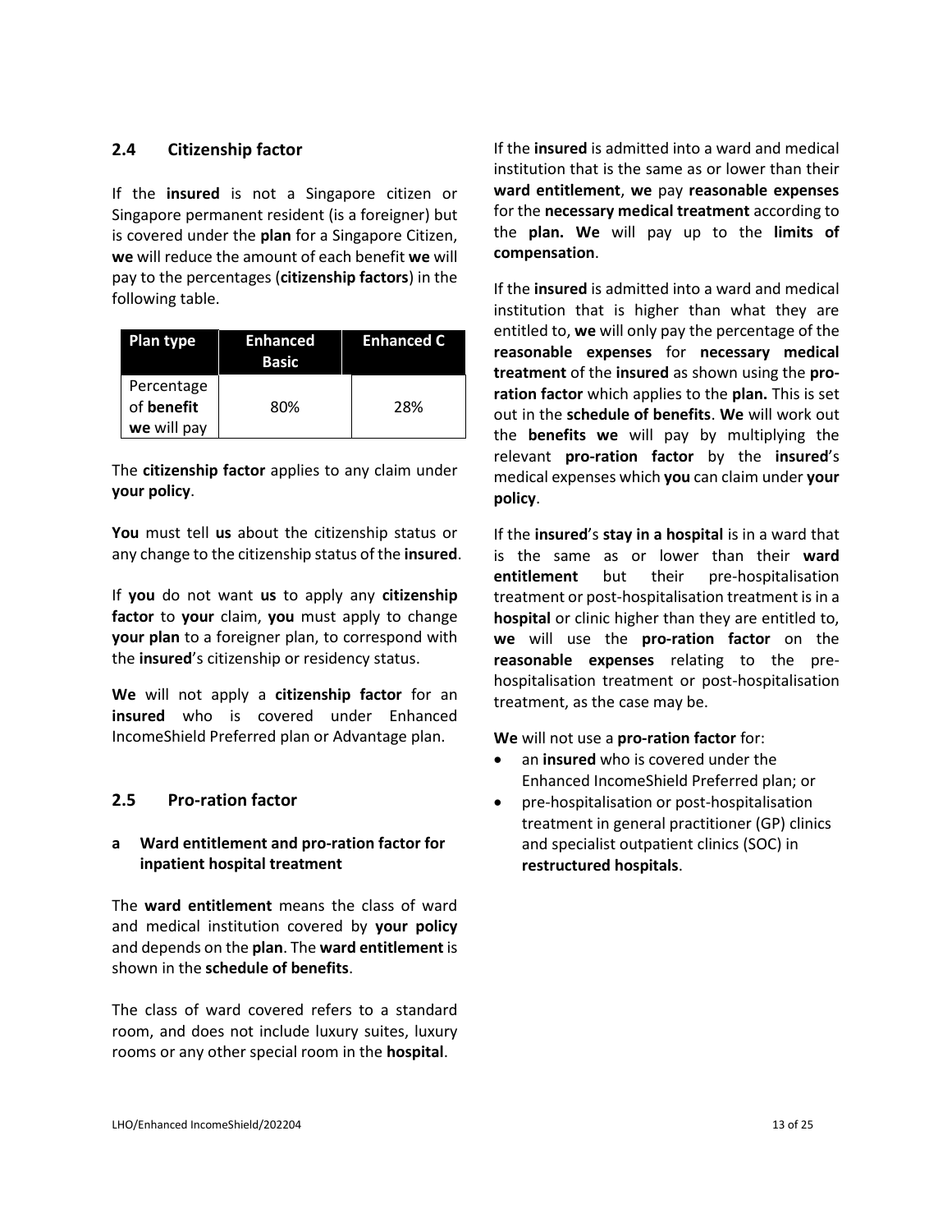## 2.4 Citizenship factor

If the **insured** is not a Singapore citizen or Singapore permanent resident (is a foreigner) but is covered under the **plan** for a Singapore Citizen, **we** will reduce the amount of each benefit **we** will pay to the percentages (**citizenship factors**) in the following table.

| Plan type | Enhanced Basic | Enhanced C |
|---|---|---|
| Percentage of **benefit** **we** will pay | 80% | 28% |

The **citizenship factor** applies to any claim under **your policy**.

**You** must tell **us** about the citizenship status or any change to the citizenship status of the **insured**.

If **you** do not want **us** to apply any **citizenship factor** to **your** claim, **you** must apply to change **your plan** to a foreigner plan, to correspond with the **insured**'s citizenship or residency status.

**We** will not apply a **citizenship factor** for an **insured** who is covered under Enhanced IncomeShield Preferred plan or Advantage plan.

## 2.5 Pro-ration factor

### a Ward entitlement and pro-ration factor for inpatient hospital treatment

The **ward entitlement** means the class of ward and medical institution covered by **your policy** and depends on the **plan**. The **ward entitlement** is shown in the **schedule of benefits**.

The class of ward covered refers to a standard room, and does not include luxury suites, luxury rooms or any other special room in the **hospital**.

If the **insured** is admitted into a ward and medical institution that is the same as or lower than their **ward entitlement**, **we** pay **reasonable expenses** for the **necessary medical treatment** according to the **plan. We** will pay up to the **limits of compensation**.

If the **insured** is admitted into a ward and medical institution that is higher than what they are entitled to, **we** will only pay the percentage of the **reasonable expenses** for **necessary medical treatment** of the **insured** as shown using the **pro-ration factor** which applies to the **plan.** This is set out in the **schedule of benefits**. **We** will work out the **benefits we** will pay by multiplying the relevant **pro-ration factor** by the **insured**'s medical expenses which **you** can claim under **your policy**.

If the **insured**'s **stay in a hospital** is in a ward that is the same as or lower than their **ward entitlement** but their pre-hospitalisation treatment or post-hospitalisation treatment is in a **hospital** or clinic higher than they are entitled to, **we** will use the **pro-ration factor** on the **reasonable expenses** relating to the pre-hospitalisation treatment or post-hospitalisation treatment, as the case may be.

**We** will not use a **pro-ration factor** for:

- an **insured** who is covered under the Enhanced IncomeShield Preferred plan; or
- pre-hospitalisation or post-hospitalisation treatment in general practitioner (GP) clinics and specialist outpatient clinics (SOC) in **restructured hospitals**.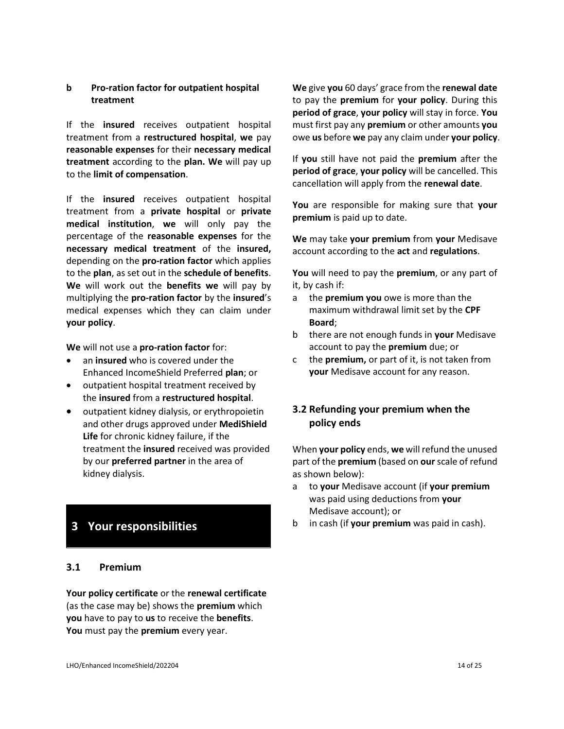#### b Pro-ration factor for outpatient hospital treatment

If the **insured** receives outpatient hospital treatment from a **restructured hospital**, **we** pay **reasonable expenses** for their **necessary medical treatment** according to the **plan. We** will pay up to the **limit of compensation**.

If the **insured** receives outpatient hospital treatment from a **private hospital** or **private medical institution**, **we** will only pay the percentage of the **reasonable expenses** for the **necessary medical treatment** of the **insured,** depending on the **pro-ration factor** which applies to the **plan**, as set out in the **schedule of benefits**. **We** will work out the **benefits we** will pay by multiplying the **pro-ration factor** by the **insured**'s medical expenses which they can claim under **your policy**.

**We** will not use a **pro-ration factor** for:

- an **insured** who is covered under the Enhanced IncomeShield Preferred **plan**; or
- outpatient hospital treatment received by the **insured** from a **restructured hospital**.
- outpatient kidney dialysis, or erythropoietin and other drugs approved under **MediShield Life** for chronic kidney failure, if the treatment the **insured** received was provided by our **preferred partner** in the area of kidney dialysis.

## 3 Your responsibilities

### 3.1 Premium

**Your policy certificate** or the **renewal certificate** (as the case may be) shows the **premium** which **you** have to pay to **us** to receive the **benefits**. **You** must pay the **premium** every year.

**We** give **you** 60 days' grace from the **renewal date** to pay the **premium** for **your policy**. During this **period of grace**, **your policy** will stay in force. **You** must first pay any **premium** or other amounts **you** owe **us** before **we** pay any claim under **your policy**.

If **you** still have not paid the **premium** after the **period of grace**, **your policy** will be cancelled. This cancellation will apply from the **renewal date**.

**You** are responsible for making sure that **your premium** is paid up to date.

**We** may take **your premium** from **your** Medisave account according to the **act** and **regulations**.

**You** will need to pay the **premium**, or any part of it, by cash if:

a the **premium you** owe is more than the maximum withdrawal limit set by the **CPF Board**;
b there are not enough funds in **your** Medisave account to pay the **premium** due; or
c the **premium,** or part of it, is not taken from **your** Medisave account for any reason.

### 3.2 Refunding your premium when the policy ends

When **your policy** ends, **we** will refund the unused part of the **premium** (based on **our** scale of refund as shown below):

a to **your** Medisave account (if **your premium** was paid using deductions from **your** Medisave account); or
b in cash (if **your premium** was paid in cash).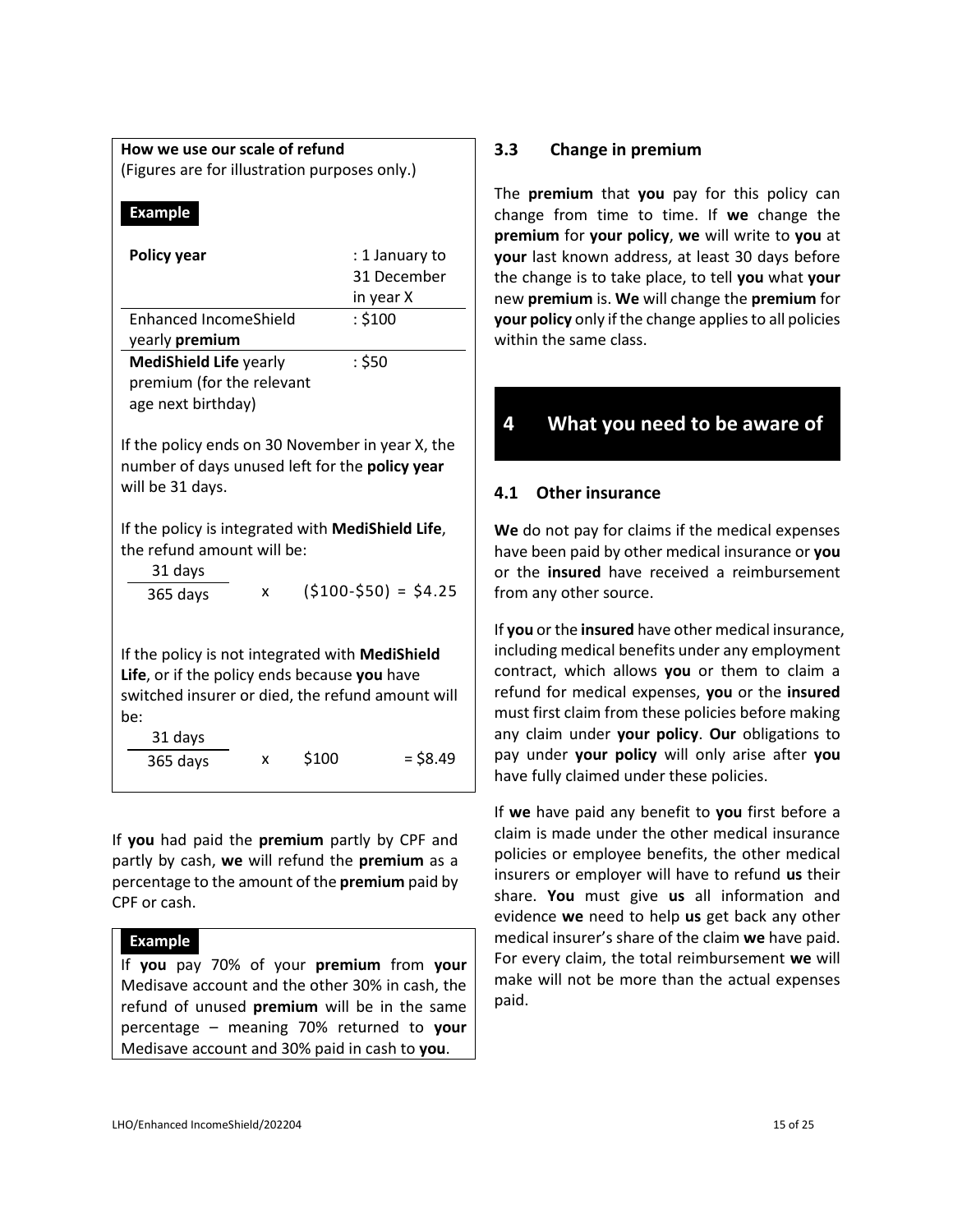**How we use our scale of refund**
(Figures are for illustration purposes only.)

**Example**

| **Policy year** | : 1 January to 31 December in year X |
|---|---|
| Enhanced IncomeShield yearly **premium** | : $100 |
| **MediShield Life** yearly premium (for the relevant age next birthday) | : $50 |

If the policy ends on 30 November in year X, the number of days unused left for the **policy year** will be 31 days.

If the policy is integrated with **MediShield Life**, the refund amount will be:

$$\frac{31 \text{ days}}{365 \text{ days}} \times (\$100 - \$50) = \$4.25$$

If the policy is not integrated with **MediShield Life**, or if the policy ends because **you** have switched insurer or died, the refund amount will be:

$$\frac{31 \text{ days}}{365 \text{ days}} \times \$100 = \$8.49$$

If **you** had paid the **premium** partly by CPF and partly by cash, **we** will refund the **premium** as a percentage to the amount of the **premium** paid by CPF or cash.

**Example**

If **you** pay 70% of your **premium** from **your** Medisave account and the other 30% in cash, the refund of unused **premium** will be in the same percentage – meaning 70% returned to **your** Medisave account and 30% paid in cash to **you**.

### 3.3 Change in premium

The **premium** that **you** pay for this policy can change from time to time. If **we** change the **premium** for **your policy**, **we** will write to **you** at **your** last known address, at least 30 days before the change is to take place, to tell **you** what **your** new **premium** is. **We** will change the **premium** for **your policy** only if the change applies to all policies within the same class.

## 4 What you need to be aware of

### 4.1 Other insurance

**We** do not pay for claims if the medical expenses have been paid by other medical insurance or **you** or the **insured** have received a reimbursement from any other source.

If **you** or the **insured** have other medical insurance, including medical benefits under any employment contract, which allows **you** or them to claim a refund for medical expenses, **you** or the **insured** must first claim from these policies before making any claim under **your policy**. **Our** obligations to pay under **your policy** will only arise after **you** have fully claimed under these policies.

If **we** have paid any benefit to **you** first before a claim is made under the other medical insurance policies or employee benefits, the other medical insurers or employer will have to refund **us** their share. **You** must give **us** all information and evidence **we** need to help **us** get back any other medical insurer's share of the claim **we** have paid. For every claim, the total reimbursement **we** will make will not be more than the actual expenses paid.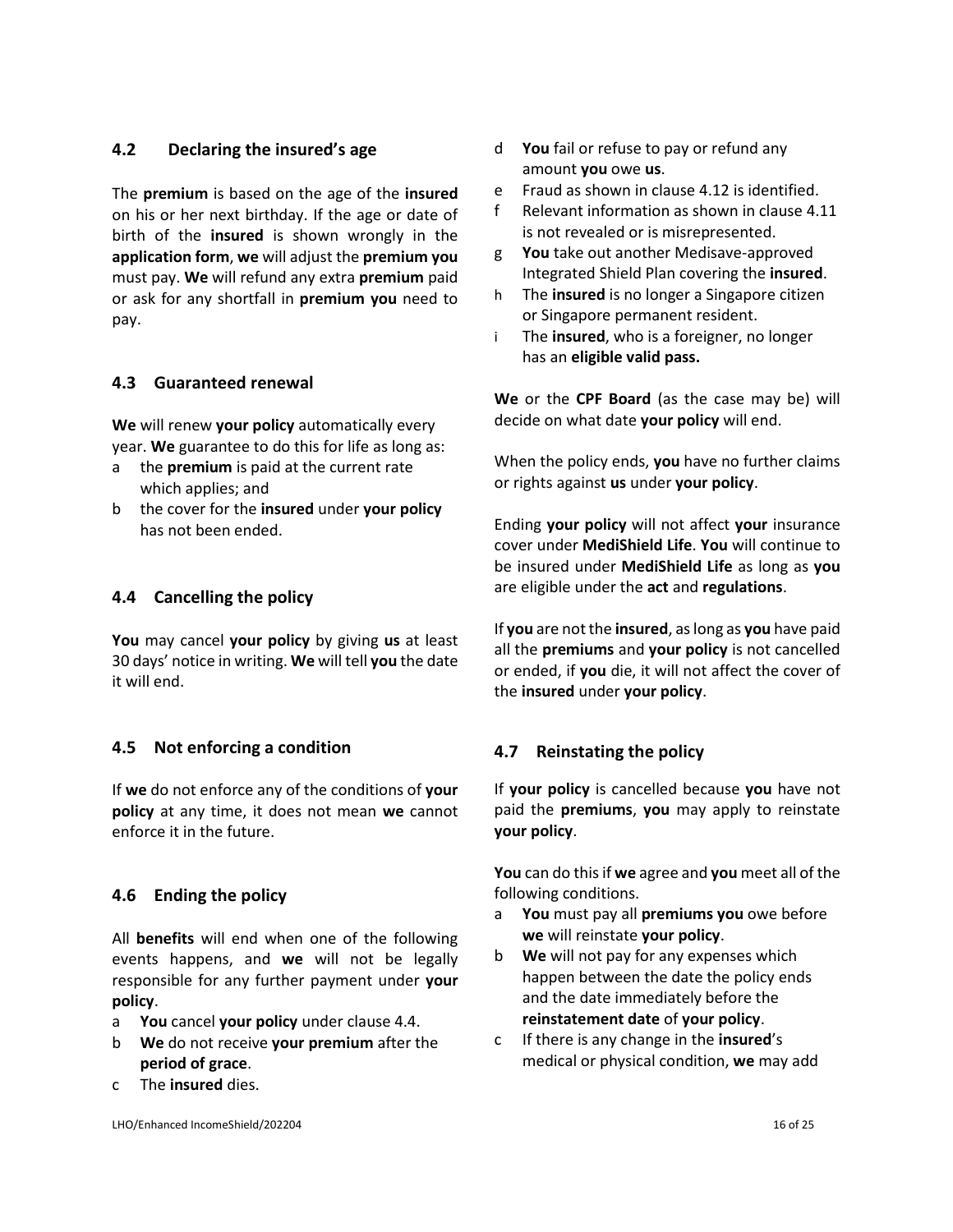## 4.2 Declaring the insured's age

The **premium** is based on the age of the **insured** on his or her next birthday. If the age or date of birth of the **insured** is shown wrongly in the **application form**, **we** will adjust the **premium you** must pay. **We** will refund any extra **premium** paid or ask for any shortfall in **premium you** need to pay.

## 4.3 Guaranteed renewal

**We** will renew **your policy** automatically every year. **We** guarantee to do this for life as long as:

a the **premium** is paid at the current rate which applies; and
b the cover for the **insured** under **your policy** has not been ended.

## 4.4 Cancelling the policy

**You** may cancel **your policy** by giving **us** at least 30 days' notice in writing. **We** will tell **you** the date it will end.

## 4.5 Not enforcing a condition

If **we** do not enforce any of the conditions of **your policy** at any time, it does not mean **we** cannot enforce it in the future.

## 4.6 Ending the policy

All **benefits** will end when one of the following events happens, and **we** will not be legally responsible for any further payment under **your policy**.

a **You** cancel **your policy** under clause 4.4.
b **We** do not receive **your premium** after the **period of grace**.
c The **insured** dies.
d **You** fail or refuse to pay or refund any amount **you** owe **us**.
e Fraud as shown in clause 4.12 is identified.
f Relevant information as shown in clause 4.11 is not revealed or is misrepresented.
g **You** take out another Medisave-approved Integrated Shield Plan covering the **insured**.
h The **insured** is no longer a Singapore citizen or Singapore permanent resident.
i The **insured**, who is a foreigner, no longer has an **eligible valid pass.**

**We** or the **CPF Board** (as the case may be) will decide on what date **your policy** will end.

When the policy ends, **you** have no further claims or rights against **us** under **your policy**.

Ending **your policy** will not affect **your** insurance cover under **MediShield Life**. **You** will continue to be insured under **MediShield Life** as long as **you** are eligible under the **act** and **regulations**.

If **you** are not the **insured**, as long as **you** have paid all the **premiums** and **your policy** is not cancelled or ended, if **you** die, it will not affect the cover of the **insured** under **your policy**.

## 4.7 Reinstating the policy

If **your policy** is cancelled because **you** have not paid the **premiums**, **you** may apply to reinstate **your policy**.

**You** can do this if **we** agree and **you** meet all of the following conditions.

a **You** must pay all **premiums you** owe before **we** will reinstate **your policy**.
b **We** will not pay for any expenses which happen between the date the policy ends and the date immediately before the **reinstatement date** of **your policy**.
c If there is any change in the **insured**'s medical or physical condition, **we** may add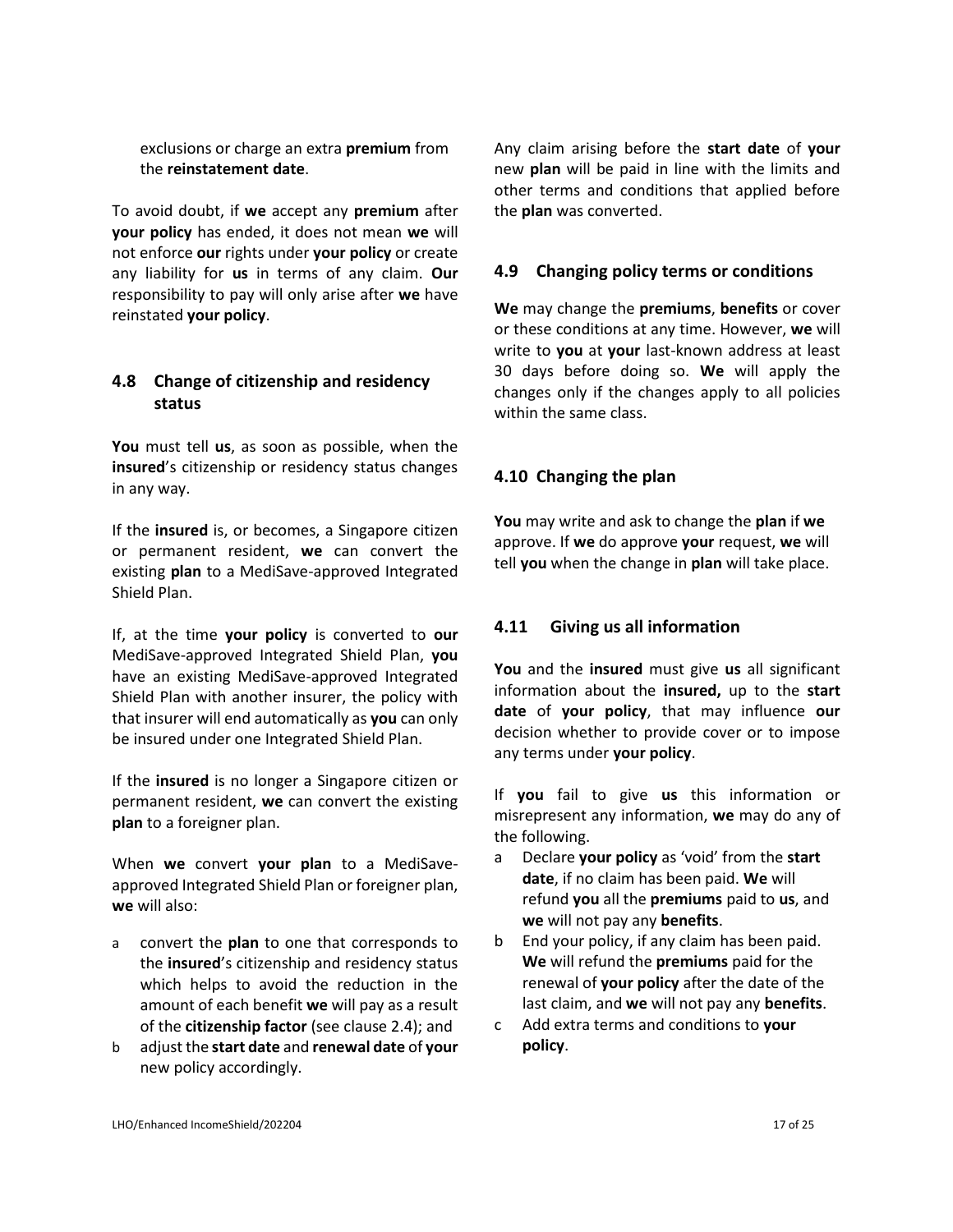exclusions or charge an extra **premium** from the **reinstatement date**.

To avoid doubt, if **we** accept any **premium** after **your policy** has ended, it does not mean **we** will not enforce **our** rights under **your policy** or create any liability for **us** in terms of any claim. **Our** responsibility to pay will only arise after **we** have reinstated **your policy**.

## 4.8 Change of citizenship and residency status

**You** must tell **us**, as soon as possible, when the **insured**'s citizenship or residency status changes in any way.

If the **insured** is, or becomes, a Singapore citizen or permanent resident, **we** can convert the existing **plan** to a MediSave-approved Integrated Shield Plan.

If, at the time **your policy** is converted to **our** MediSave-approved Integrated Shield Plan, **you** have an existing MediSave-approved Integrated Shield Plan with another insurer, the policy with that insurer will end automatically as **you** can only be insured under one Integrated Shield Plan.

If the **insured** is no longer a Singapore citizen or permanent resident, **we** can convert the existing **plan** to a foreigner plan.

When **we** convert **your plan** to a MediSave-approved Integrated Shield Plan or foreigner plan, **we** will also:

a convert the **plan** to one that corresponds to the **insured**'s citizenship and residency status which helps to avoid the reduction in the amount of each benefit **we** will pay as a result of the **citizenship factor** (see clause 2.4); and

b adjust the **start date** and **renewal date** of **your** new policy accordingly.

Any claim arising before the **start date** of **your** new **plan** will be paid in line with the limits and other terms and conditions that applied before the **plan** was converted.

## 4.9 Changing policy terms or conditions

**We** may change the **premiums**, **benefits** or cover or these conditions at any time. However, **we** will write to **you** at **your** last-known address at least 30 days before doing so. **We** will apply the changes only if the changes apply to all policies within the same class.

## 4.10 Changing the plan

**You** may write and ask to change the **plan** if **we** approve. If **we** do approve **your** request, **we** will tell **you** when the change in **plan** will take place.

## 4.11 Giving us all information

**You** and the **insured** must give **us** all significant information about the **insured,** up to the **start date** of **your policy**, that may influence **our** decision whether to provide cover or to impose any terms under **your policy**.

If **you** fail to give **us** this information or misrepresent any information, **we** may do any of the following.

a Declare **your policy** as 'void' from the **start date**, if no claim has been paid. **We** will refund **you** all the **premiums** paid to **us**, and **we** will not pay any **benefits**.

b End your policy, if any claim has been paid. **We** will refund the **premiums** paid for the renewal of **your policy** after the date of the last claim, and **we** will not pay any **benefits**.

c Add extra terms and conditions to **your policy**.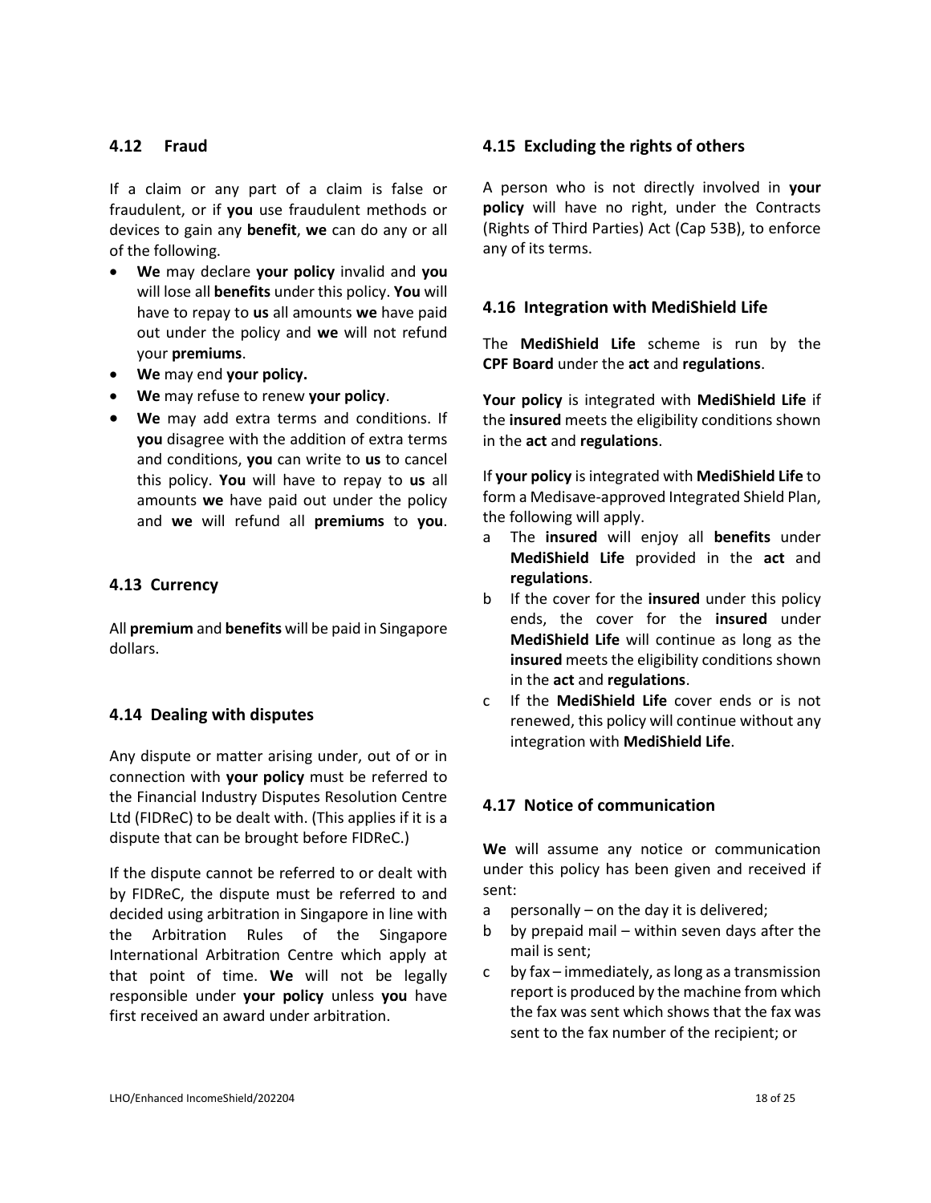## 4.12 Fraud

If a claim or any part of a claim is false or fraudulent, or if **you** use fraudulent methods or devices to gain any **benefit**, **we** can do any or all of the following.

- **We** may declare **your policy** invalid and **you** will lose all **benefits** under this policy. **You** will have to repay to **us** all amounts **we** have paid out under the policy and **we** will not refund your **premiums**.
- **We** may end **your policy.**
- **We** may refuse to renew **your policy**.
- **We** may add extra terms and conditions. If **you** disagree with the addition of extra terms and conditions, **you** can write to **us** to cancel this policy. **You** will have to repay to **us** all amounts **we** have paid out under the policy and **we** will refund all **premiums** to **you**.

## 4.13 Currency

All **premium** and **benefits** will be paid in Singapore dollars.

## 4.14 Dealing with disputes

Any dispute or matter arising under, out of or in connection with **your policy** must be referred to the Financial Industry Disputes Resolution Centre Ltd (FIDReC) to be dealt with. (This applies if it is a dispute that can be brought before FIDReC.)

If the dispute cannot be referred to or dealt with by FIDReC, the dispute must be referred to and decided using arbitration in Singapore in line with the Arbitration Rules of the Singapore International Arbitration Centre which apply at that point of time. **We** will not be legally responsible under **your policy** unless **you** have first received an award under arbitration.

## 4.15 Excluding the rights of others

A person who is not directly involved in **your policy** will have no right, under the Contracts (Rights of Third Parties) Act (Cap 53B), to enforce any of its terms.

## 4.16 Integration with MediShield Life

The **MediShield Life** scheme is run by the **CPF Board** under the **act** and **regulations**.

**Your policy** is integrated with **MediShield Life** if the **insured** meets the eligibility conditions shown in the **act** and **regulations**.

If **your policy** is integrated with **MediShield Life** to form a Medisave-approved Integrated Shield Plan, the following will apply.

a The **insured** will enjoy all **benefits** under **MediShield Life** provided in the **act** and **regulations**.

b If the cover for the **insured** under this policy ends, the cover for the **insured** under **MediShield Life** will continue as long as the **insured** meets the eligibility conditions shown in the **act** and **regulations**.

c If the **MediShield Life** cover ends or is not renewed, this policy will continue without any integration with **MediShield Life**.

## 4.17 Notice of communication

**We** will assume any notice or communication under this policy has been given and received if sent:

a personally – on the day it is delivered;

b by prepaid mail – within seven days after the mail is sent;

c by fax – immediately, as long as a transmission report is produced by the machine from which the fax was sent which shows that the fax was sent to the fax number of the recipient; or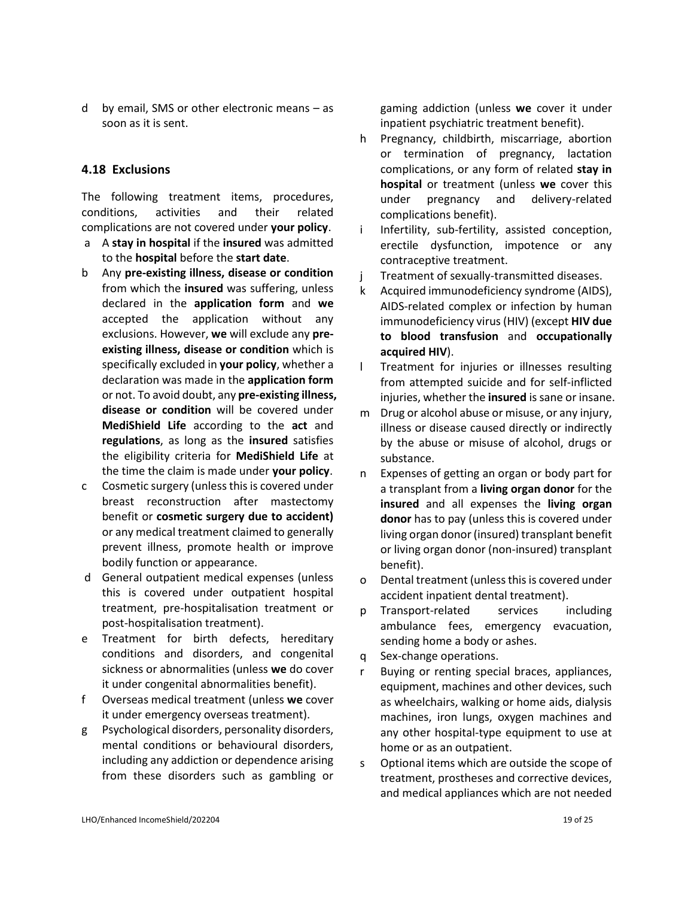d by email, SMS or other electronic means – as soon as it is sent.

### 4.18 Exclusions

The following treatment items, procedures, conditions, activities and their related complications are not covered under **your policy**.

a A **stay in hospital** if the **insured** was admitted to the **hospital** before the **start date**.

b Any **pre-existing illness, disease or condition** from which the **insured** was suffering, unless declared in the **application form** and **we** accepted the application without any exclusions. However, **we** will exclude any **pre-existing illness, disease or condition** which is specifically excluded in **your policy**, whether a declaration was made in the **application form** or not. To avoid doubt, any **pre-existing illness, disease or condition** will be covered under **MediShield Life** according to the **act** and **regulations**, as long as the **insured** satisfies the eligibility criteria for **MediShield Life** at the time the claim is made under **your policy**.

c Cosmetic surgery (unless this is covered under breast reconstruction after mastectomy benefit or **cosmetic surgery due to accident)** or any medical treatment claimed to generally prevent illness, promote health or improve bodily function or appearance.

d General outpatient medical expenses (unless this is covered under outpatient hospital treatment, pre-hospitalisation treatment or post-hospitalisation treatment).

e Treatment for birth defects, hereditary conditions and disorders, and congenital sickness or abnormalities (unless **we** do cover it under congenital abnormalities benefit).

f Overseas medical treatment (unless **we** cover it under emergency overseas treatment).

g Psychological disorders, personality disorders, mental conditions or behavioural disorders, including any addiction or dependence arising from these disorders such as gambling or gaming addiction (unless **we** cover it under inpatient psychiatric treatment benefit).

h Pregnancy, childbirth, miscarriage, abortion or termination of pregnancy, lactation complications, or any form of related **stay in hospital** or treatment (unless **we** cover this under pregnancy and delivery-related complications benefit).

i Infertility, sub-fertility, assisted conception, erectile dysfunction, impotence or any contraceptive treatment.

j Treatment of sexually-transmitted diseases.

k Acquired immunodeficiency syndrome (AIDS), AIDS-related complex or infection by human immunodeficiency virus (HIV) (except **HIV due to blood transfusion** and **occupationally acquired HIV**).

l Treatment for injuries or illnesses resulting from attempted suicide and for self-inflicted injuries, whether the **insured** is sane or insane.

m Drug or alcohol abuse or misuse, or any injury, illness or disease caused directly or indirectly by the abuse or misuse of alcohol, drugs or substance.

n Expenses of getting an organ or body part for a transplant from a **living organ donor** for the **insured** and all expenses the **living organ donor** has to pay (unless this is covered under living organ donor (insured) transplant benefit or living organ donor (non-insured) transplant benefit).

o Dental treatment (unless this is covered under accident inpatient dental treatment).

p Transport-related services including ambulance fees, emergency evacuation, sending home a body or ashes.

q Sex-change operations.

r Buying or renting special braces, appliances, equipment, machines and other devices, such as wheelchairs, walking or home aids, dialysis machines, iron lungs, oxygen machines and any other hospital-type equipment to use at home or as an outpatient.

s Optional items which are outside the scope of treatment, prostheses and corrective devices, and medical appliances which are not needed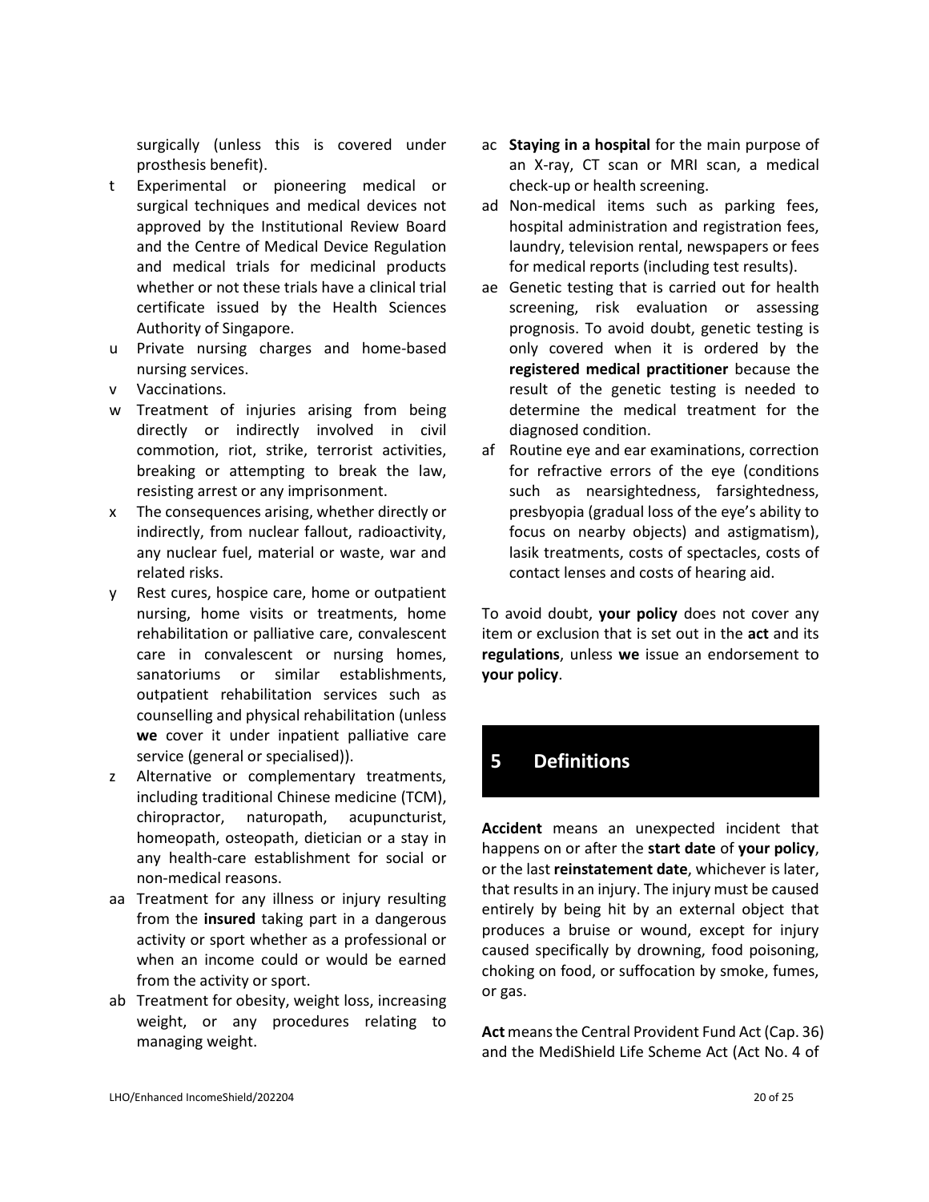surgically (unless this is covered under prosthesis benefit).

- t Experimental or pioneering medical or surgical techniques and medical devices not approved by the Institutional Review Board and the Centre of Medical Device Regulation and medical trials for medicinal products whether or not these trials have a clinical trial certificate issued by the Health Sciences Authority of Singapore.
- u Private nursing charges and home-based nursing services.
- v Vaccinations.
- w Treatment of injuries arising from being directly or indirectly involved in civil commotion, riot, strike, terrorist activities, breaking or attempting to break the law, resisting arrest or any imprisonment.
- x The consequences arising, whether directly or indirectly, from nuclear fallout, radioactivity, any nuclear fuel, material or waste, war and related risks.
- y Rest cures, hospice care, home or outpatient nursing, home visits or treatments, home rehabilitation or palliative care, convalescent care in convalescent or nursing homes, sanatoriums or similar establishments, outpatient rehabilitation services such as counselling and physical rehabilitation (unless **we** cover it under inpatient palliative care service (general or specialised)).
- z Alternative or complementary treatments, including traditional Chinese medicine (TCM), chiropractor, naturopath, acupuncturist, homeopath, osteopath, dietician or a stay in any health-care establishment for social or non-medical reasons.
- aa Treatment for any illness or injury resulting from the **insured** taking part in a dangerous activity or sport whether as a professional or when an income could or would be earned from the activity or sport.
- ab Treatment for obesity, weight loss, increasing weight, or any procedures relating to managing weight.
- ac **Staying in a hospital** for the main purpose of an X-ray, CT scan or MRI scan, a medical check-up or health screening.
- ad Non-medical items such as parking fees, hospital administration and registration fees, laundry, television rental, newspapers or fees for medical reports (including test results).
- ae Genetic testing that is carried out for health screening, risk evaluation or assessing prognosis. To avoid doubt, genetic testing is only covered when it is ordered by the **registered medical practitioner** because the result of the genetic testing is needed to determine the medical treatment for the diagnosed condition.
- af Routine eye and ear examinations, correction for refractive errors of the eye (conditions such as nearsightedness, farsightedness, presbyopia (gradual loss of the eye's ability to focus on nearby objects) and astigmatism), lasik treatments, costs of spectacles, costs of contact lenses and costs of hearing aid.

To avoid doubt, **your policy** does not cover any item or exclusion that is set out in the **act** and its **regulations**, unless **we** issue an endorsement to **your policy**.

## 5 Definitions

**Accident** means an unexpected incident that happens on or after the **start date** of **your policy**, or the last **reinstatement date**, whichever is later, that results in an injury. The injury must be caused entirely by being hit by an external object that produces a bruise or wound, except for injury caused specifically by drowning, food poisoning, choking on food, or suffocation by smoke, fumes, or gas.

**Act** means the Central Provident Fund Act (Cap. 36) and the MediShield Life Scheme Act (Act No. 4 of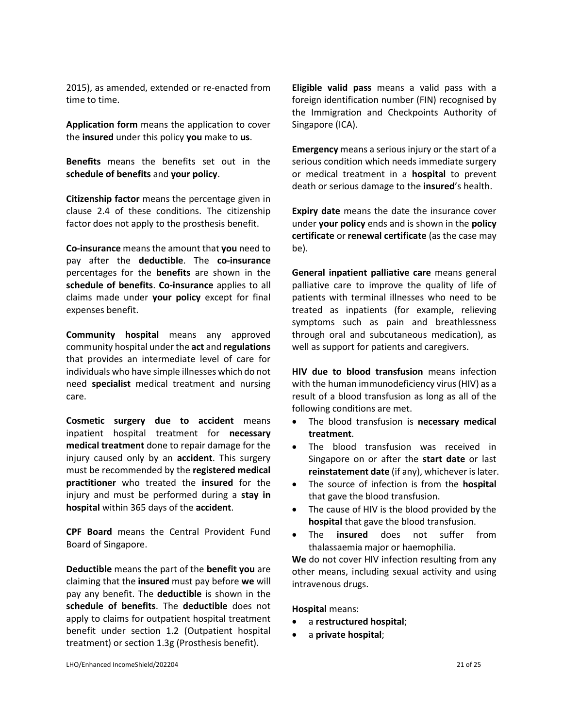2015), as amended, extended or re-enacted from time to time.

**Application form** means the application to cover the **insured** under this policy **you** make to **us**.

**Benefits** means the benefits set out in the **schedule of benefits** and **your policy**.

**Citizenship factor** means the percentage given in clause 2.4 of these conditions. The citizenship factor does not apply to the prosthesis benefit.

**Co-insurance** means the amount that **you** need to pay after the **deductible**. The **co-insurance** percentages for the **benefits** are shown in the **schedule of benefits**. **Co-insurance** applies to all claims made under **your policy** except for final expenses benefit.

**Community hospital** means any approved community hospital under the **act** and **regulations** that provides an intermediate level of care for individuals who have simple illnesses which do not need **specialist** medical treatment and nursing care.

**Cosmetic surgery due to accident** means inpatient hospital treatment for **necessary medical treatment** done to repair damage for the injury caused only by an **accident**. This surgery must be recommended by the **registered medical practitioner** who treated the **insured** for the injury and must be performed during a **stay in hospital** within 365 days of the **accident**.

**CPF Board** means the Central Provident Fund Board of Singapore.

**Deductible** means the part of the **benefit you** are claiming that the **insured** must pay before **we** will pay any benefit. The **deductible** is shown in the **schedule of benefits**. The **deductible** does not apply to claims for outpatient hospital treatment benefit under section 1.2 (Outpatient hospital treatment) or section 1.3g (Prosthesis benefit).

**Eligible valid pass** means a valid pass with a foreign identification number (FIN) recognised by the Immigration and Checkpoints Authority of Singapore (ICA).

**Emergency** means a serious injury or the start of a serious condition which needs immediate surgery or medical treatment in a **hospital** to prevent death or serious damage to the **insured**'s health.

**Expiry date** means the date the insurance cover under **your policy** ends and is shown in the **policy certificate** or **renewal certificate** (as the case may be).

**General inpatient palliative care** means general palliative care to improve the quality of life of patients with terminal illnesses who need to be treated as inpatients (for example, relieving symptoms such as pain and breathlessness through oral and subcutaneous medication), as well as support for patients and caregivers.

**HIV due to blood transfusion** means infection with the human immunodeficiency virus (HIV) as a result of a blood transfusion as long as all of the following conditions are met.

- The blood transfusion is **necessary medical treatment**.
- The blood transfusion was received in Singapore on or after the **start date** or last **reinstatement date** (if any), whichever is later.
- The source of infection is from the **hospital** that gave the blood transfusion.
- The cause of HIV is the blood provided by the **hospital** that gave the blood transfusion.
- The **insured** does not suffer from thalassaemia major or haemophilia.

**We** do not cover HIV infection resulting from any other means, including sexual activity and using intravenous drugs.

**Hospital** means:

- a **restructured hospital**;
- a **private hospital**;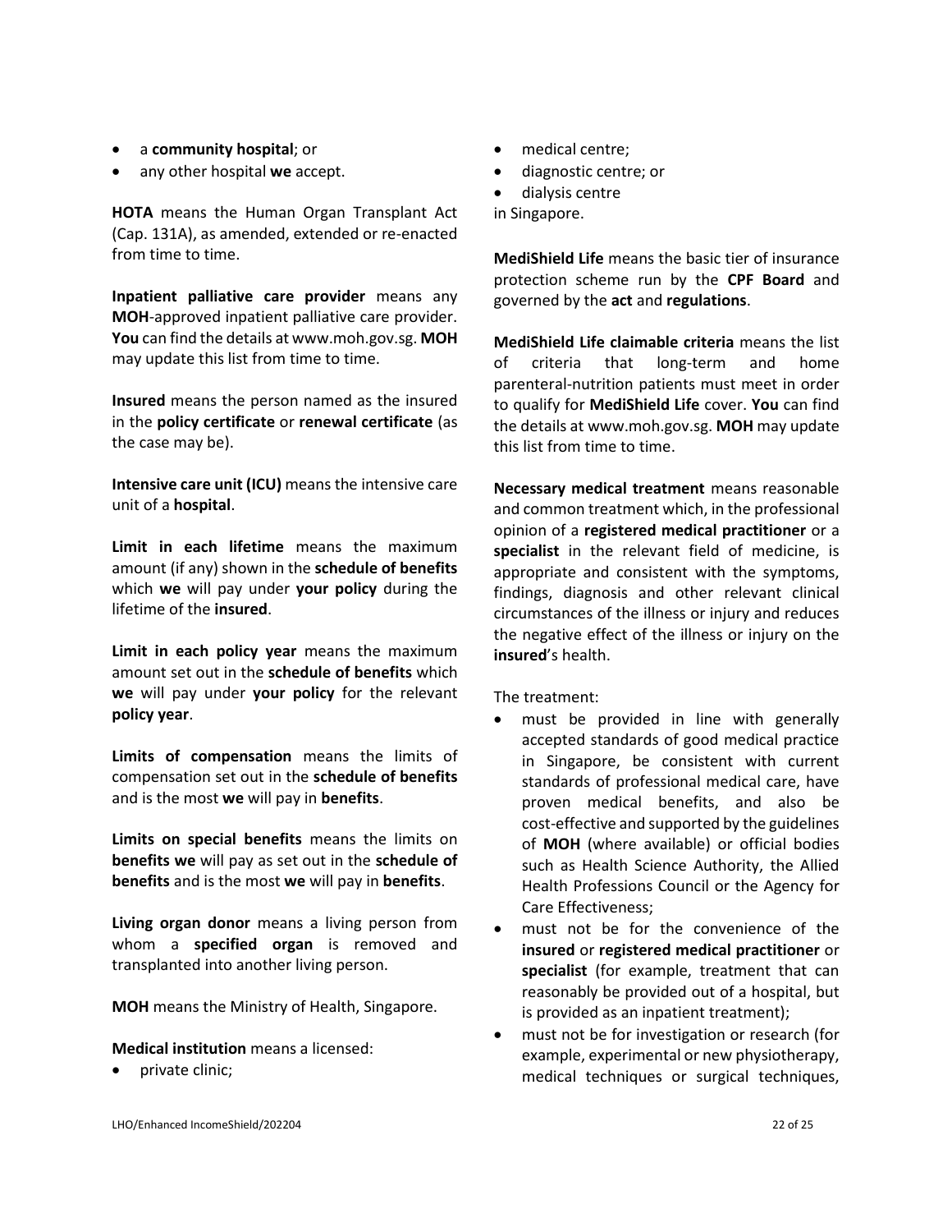- a **community hospital**; or
- any other hospital **we** accept.

**HOTA** means the Human Organ Transplant Act (Cap. 131A), as amended, extended or re-enacted from time to time.

**Inpatient palliative care provider** means any **MOH**-approved inpatient palliative care provider. **You** can find the details at www.moh.gov.sg. **MOH** may update this list from time to time.

**Insured** means the person named as the insured in the **policy certificate** or **renewal certificate** (as the case may be).

**Intensive care unit (ICU)** means the intensive care unit of a **hospital**.

**Limit in each lifetime** means the maximum amount (if any) shown in the **schedule of benefits** which **we** will pay under **your policy** during the lifetime of the **insured**.

**Limit in each policy year** means the maximum amount set out in the **schedule of benefits** which **we** will pay under **your policy** for the relevant **policy year**.

**Limits of compensation** means the limits of compensation set out in the **schedule of benefits** and is the most **we** will pay in **benefits**.

**Limits on special benefits** means the limits on **benefits we** will pay as set out in the **schedule of benefits** and is the most **we** will pay in **benefits**.

**Living organ donor** means a living person from whom a **specified organ** is removed and transplanted into another living person.

**MOH** means the Ministry of Health, Singapore.

**Medical institution** means a licensed:

- private clinic;
- medical centre;
- diagnostic centre; or
- dialysis centre

in Singapore.

**MediShield Life** means the basic tier of insurance protection scheme run by the **CPF Board** and governed by the **act** and **regulations**.

**MediShield Life claimable criteria** means the list of criteria that long-term and home parenteral-nutrition patients must meet in order to qualify for **MediShield Life** cover. **You** can find the details at www.moh.gov.sg. **MOH** may update this list from time to time.

**Necessary medical treatment** means reasonable and common treatment which, in the professional opinion of a **registered medical practitioner** or a **specialist** in the relevant field of medicine, is appropriate and consistent with the symptoms, findings, diagnosis and other relevant clinical circumstances of the illness or injury and reduces the negative effect of the illness or injury on the **insured**'s health.

The treatment:

- must be provided in line with generally accepted standards of good medical practice in Singapore, be consistent with current standards of professional medical care, have proven medical benefits, and also be cost-effective and supported by the guidelines of **MOH** (where available) or official bodies such as Health Science Authority, the Allied Health Professions Council or the Agency for Care Effectiveness;
- must not be for the convenience of the **insured** or **registered medical practitioner** or **specialist** (for example, treatment that can reasonably be provided out of a hospital, but is provided as an inpatient treatment);
- must not be for investigation or research (for example, experimental or new physiotherapy, medical techniques or surgical techniques,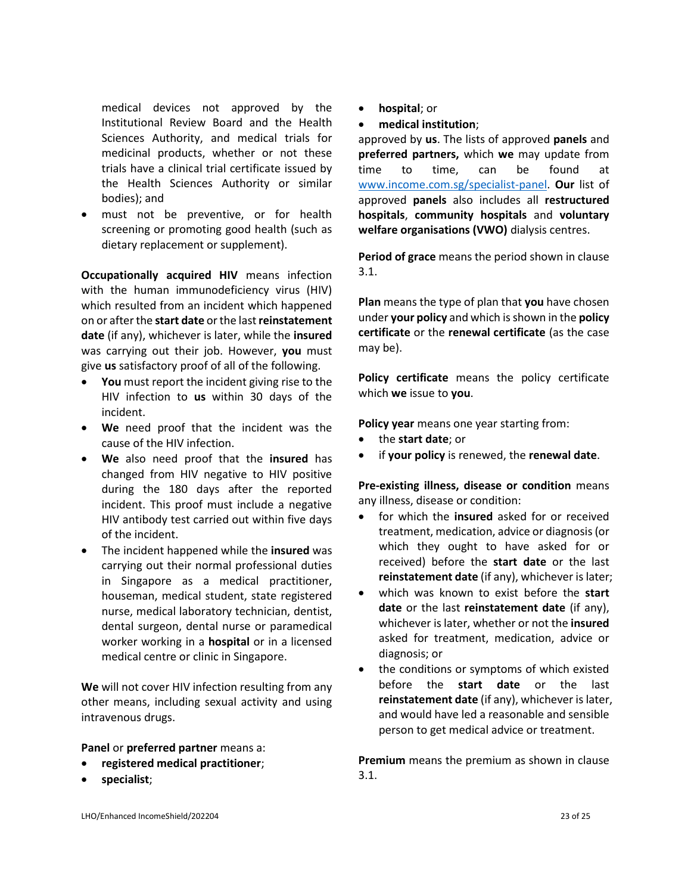medical devices not approved by the Institutional Review Board and the Health Sciences Authority, and medical trials for medicinal products, whether or not these trials have a clinical trial certificate issued by the Health Sciences Authority or similar bodies); and

- must not be preventive, or for health screening or promoting good health (such as dietary replacement or supplement).

**Occupationally acquired HIV** means infection with the human immunodeficiency virus (HIV) which resulted from an incident which happened on or after the **start date** or the last **reinstatement date** (if any), whichever is later, while the **insured** was carrying out their job. However, **you** must give **us** satisfactory proof of all of the following.

- **You** must report the incident giving rise to the HIV infection to **us** within 30 days of the incident.
- **We** need proof that the incident was the cause of the HIV infection.
- **We** also need proof that the **insured** has changed from HIV negative to HIV positive during the 180 days after the reported incident. This proof must include a negative HIV antibody test carried out within five days of the incident.
- The incident happened while the **insured** was carrying out their normal professional duties in Singapore as a medical practitioner, houseman, medical student, state registered nurse, medical laboratory technician, dentist, dental surgeon, dental nurse or paramedical worker working in a **hospital** or in a licensed medical centre or clinic in Singapore.

**We** will not cover HIV infection resulting from any other means, including sexual activity and using intravenous drugs.

**Panel** or **preferred partner** means a:

- **registered medical practitioner**;
- **specialist**;
- **hospital**; or
- **medical institution**;

approved by **us**. The lists of approved **panels** and **preferred partners,** which **we** may update from time to time, can be found at www.income.com.sg/specialist-panel. **Our** list of approved **panels** also includes all **restructured hospitals**, **community hospitals** and **voluntary welfare organisations (VWO)** dialysis centres.

**Period of grace** means the period shown in clause 3.1.

**Plan** means the type of plan that **you** have chosen under **your policy** and which is shown in the **policy certificate** or the **renewal certificate** (as the case may be).

**Policy certificate** means the policy certificate which **we** issue to **you**.

**Policy year** means one year starting from:

- the **start date**; or
- if **your policy** is renewed, the **renewal date**.

**Pre-existing illness, disease or condition** means any illness, disease or condition:

- for which the **insured** asked for or received treatment, medication, advice or diagnosis (or which they ought to have asked for or received) before the **start date** or the last **reinstatement date** (if any), whichever is later;
- which was known to exist before the **start date** or the last **reinstatement date** (if any), whichever is later, whether or not the **insured** asked for treatment, medication, advice or diagnosis; or
- the conditions or symptoms of which existed before the **start date** or the last **reinstatement date** (if any), whichever is later, and would have led a reasonable and sensible person to get medical advice or treatment.

**Premium** means the premium as shown in clause 3.1.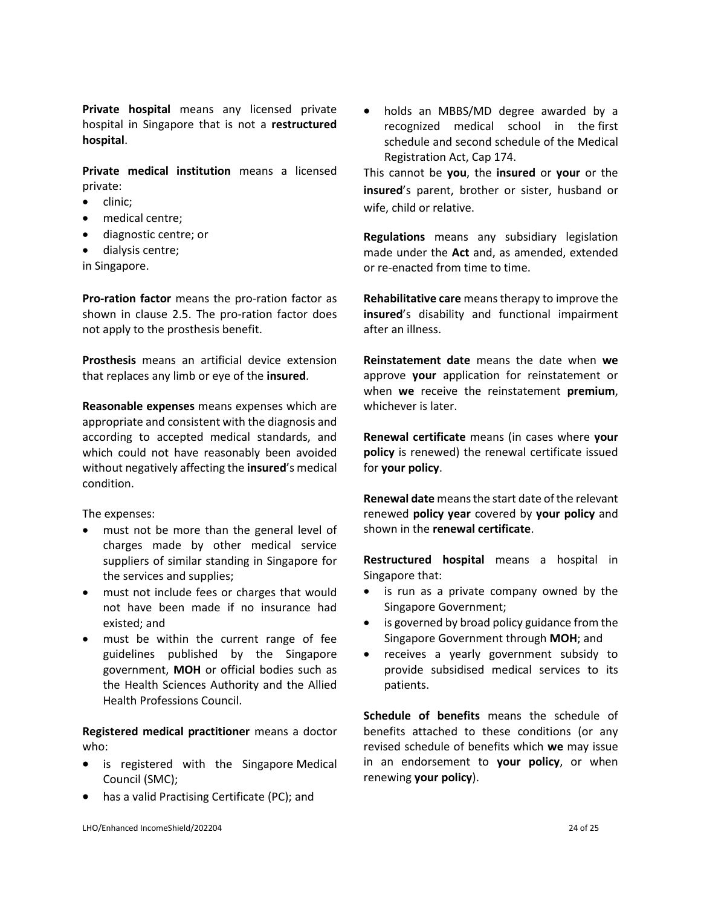**Private hospital** means any licensed private hospital in Singapore that is not a **restructured hospital**.

**Private medical institution** means a licensed private:

- clinic;
- medical centre;
- diagnostic centre; or
- dialysis centre;

in Singapore.

**Pro-ration factor** means the pro-ration factor as shown in clause 2.5. The pro-ration factor does not apply to the prosthesis benefit.

**Prosthesis** means an artificial device extension that replaces any limb or eye of the **insured**.

**Reasonable expenses** means expenses which are appropriate and consistent with the diagnosis and according to accepted medical standards, and which could not have reasonably been avoided without negatively affecting the **insured**'s medical condition.

The expenses:

- must not be more than the general level of charges made by other medical service suppliers of similar standing in Singapore for the services and supplies;
- must not include fees or charges that would not have been made if no insurance had existed; and
- must be within the current range of fee guidelines published by the Singapore government, **MOH** or official bodies such as the Health Sciences Authority and the Allied Health Professions Council.

**Registered medical practitioner** means a doctor who:

- is registered with the Singapore Medical Council (SMC);
- has a valid Practising Certificate (PC); and
- holds an MBBS/MD degree awarded by a recognized medical school in the first schedule and second schedule of the Medical Registration Act, Cap 174.

This cannot be **you**, the **insured** or **your** or the **insured**'s parent, brother or sister, husband or wife, child or relative.

**Regulations** means any subsidiary legislation made under the **Act** and, as amended, extended or re-enacted from time to time.

**Rehabilitative care** means therapy to improve the **insured**'s disability and functional impairment after an illness.

**Reinstatement date** means the date when **we** approve **your** application for reinstatement or when **we** receive the reinstatement **premium**, whichever is later.

**Renewal certificate** means (in cases where **your policy** is renewed) the renewal certificate issued for **your policy**.

**Renewal date** means the start date of the relevant renewed **policy year** covered by **your policy** and shown in the **renewal certificate**.

**Restructured hospital** means a hospital in Singapore that:

- is run as a private company owned by the Singapore Government;
- is governed by broad policy guidance from the Singapore Government through **MOH**; and
- receives a yearly government subsidy to provide subsidised medical services to its patients.

**Schedule of benefits** means the schedule of benefits attached to these conditions (or any revised schedule of benefits which **we** may issue in an endorsement to **your policy**, or when renewing **your policy**).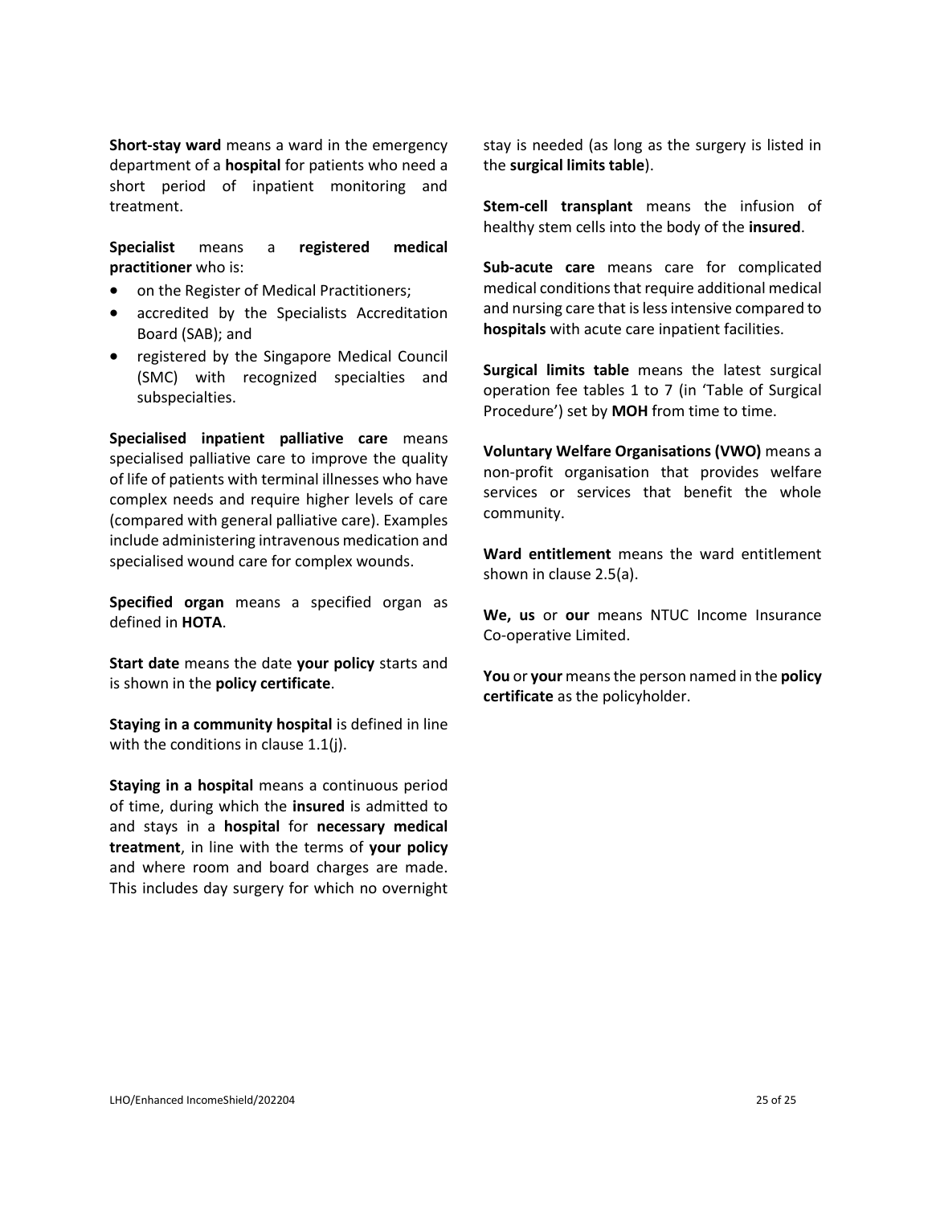**Short-stay ward** means a ward in the emergency department of a **hospital** for patients who need a short period of inpatient monitoring and treatment.

**Specialist** means a **registered medical practitioner** who is:

- on the Register of Medical Practitioners;
- accredited by the Specialists Accreditation Board (SAB); and
- registered by the Singapore Medical Council (SMC) with recognized specialties and subspecialties.

**Specialised inpatient palliative care** means specialised palliative care to improve the quality of life of patients with terminal illnesses who have complex needs and require higher levels of care (compared with general palliative care). Examples include administering intravenous medication and specialised wound care for complex wounds.

**Specified organ** means a specified organ as defined in **HOTA**.

**Start date** means the date **your policy** starts and is shown in the **policy certificate**.

**Staying in a community hospital** is defined in line with the conditions in clause 1.1(j).

**Staying in a hospital** means a continuous period of time, during which the **insured** is admitted to and stays in a **hospital** for **necessary medical treatment**, in line with the terms of **your policy** and where room and board charges are made. This includes day surgery for which no overnight stay is needed (as long as the surgery is listed in the **surgical limits table**).

**Stem-cell transplant** means the infusion of healthy stem cells into the body of the **insured**.

**Sub-acute care** means care for complicated medical conditions that require additional medical and nursing care that is less intensive compared to **hospitals** with acute care inpatient facilities.

**Surgical limits table** means the latest surgical operation fee tables 1 to 7 (in 'Table of Surgical Procedure') set by **MOH** from time to time.

**Voluntary Welfare Organisations (VWO)** means a non-profit organisation that provides welfare services or services that benefit the whole community.

**Ward entitlement** means the ward entitlement shown in clause 2.5(a).

**We, us** or **our** means NTUC Income Insurance Co-operative Limited.

**You** or **your** means the person named in the **policy certificate** as the policyholder.